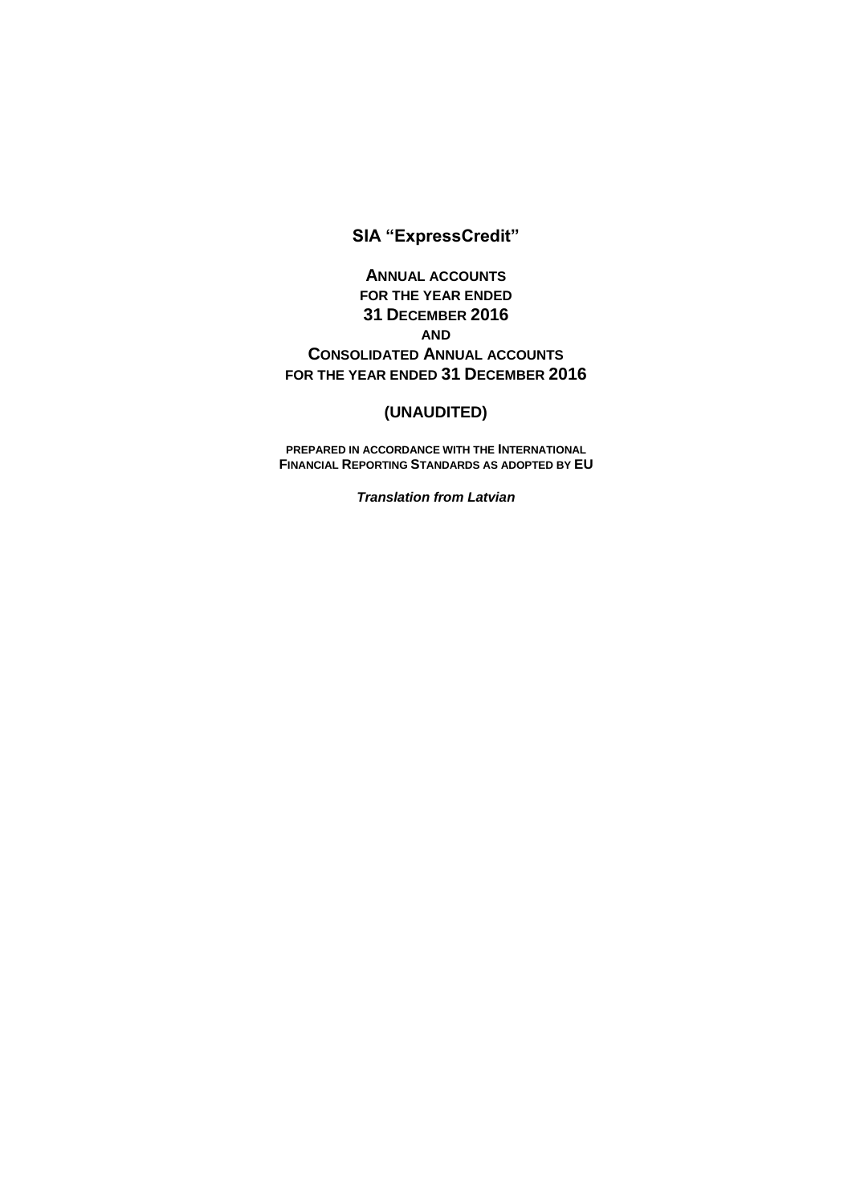# SIA "ExpressCredit"

**ANNUAL ACCOUNTS**
**FOR THE YEAR ENDED**
**31 DECEMBER 2016**
**AND**
**CONSOLIDATED ANNUAL ACCOUNTS**
**FOR THE YEAR ENDED 31 DECEMBER 2016**

**(UNAUDITED)**

**PREPARED IN ACCORDANCE WITH THE INTERNATIONAL FINANCIAL REPORTING STANDARDS AS ADOPTED BY EU**

***Translation from Latvian***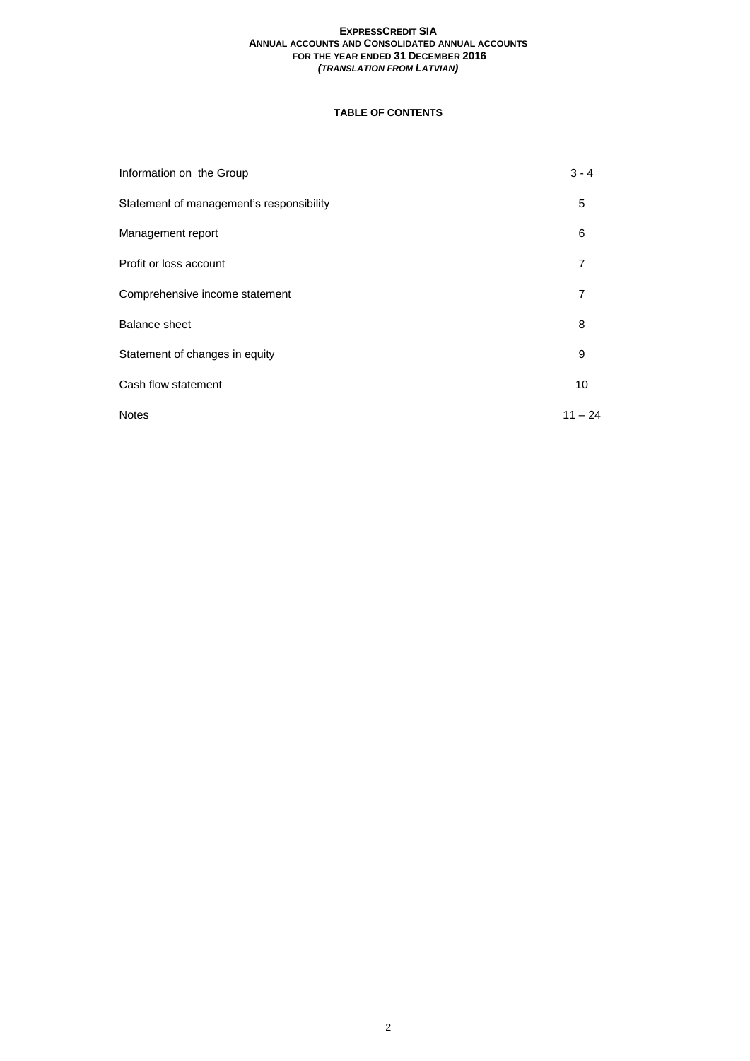## TABLE OF CONTENTS

| | |
|---|---|
| Information on the Group | 3 - 4 |
| Statement of management's responsibility | 5 |
| Management report | 6 |
| Profit or loss account | 7 |
| Comprehensive income statement | 7 |
| Balance sheet | 8 |
| Statement of changes in equity | 9 |
| Cash flow statement | 10 |
| Notes | 11 – 24 |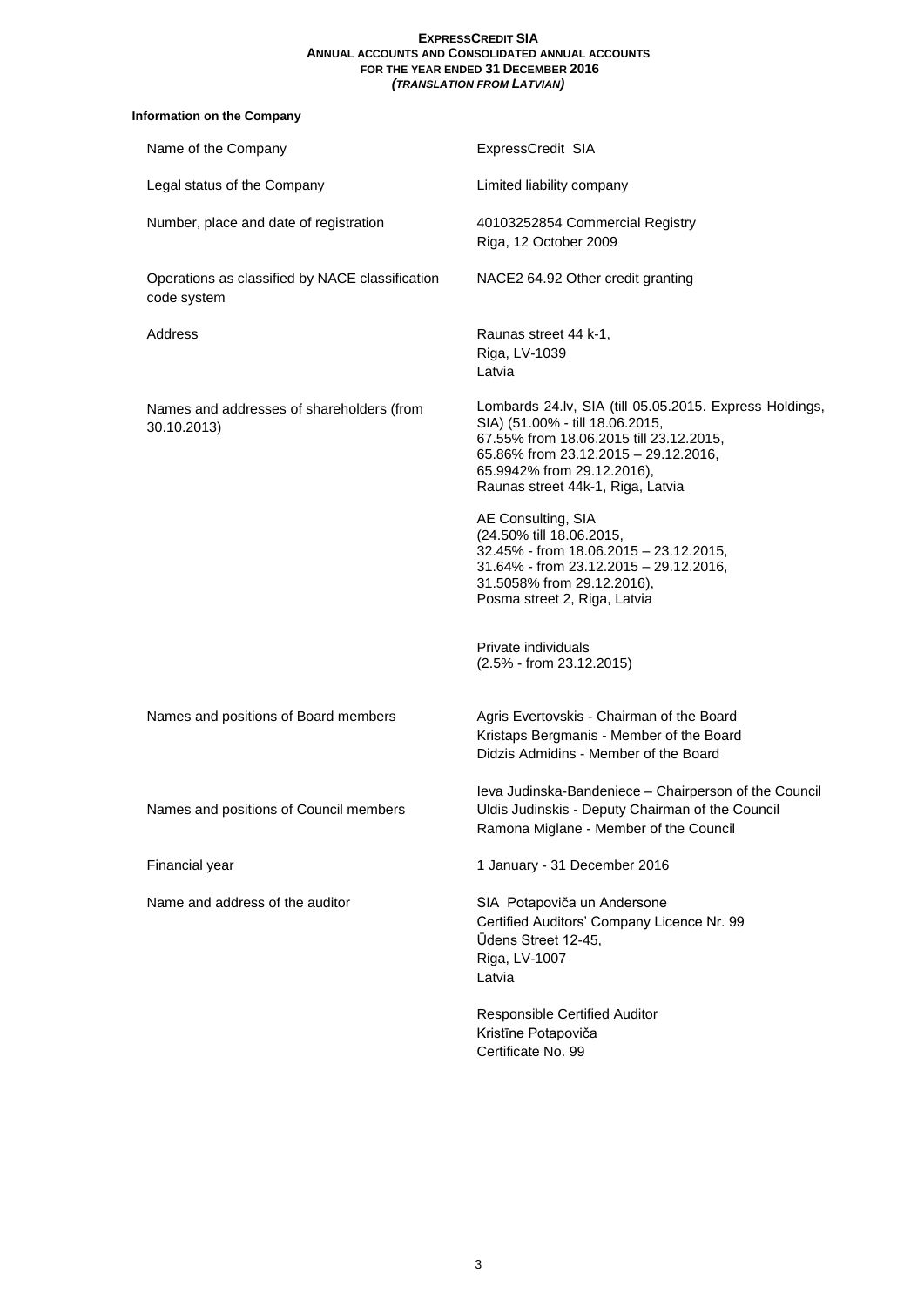**Information on the Company**

| | |
|---|---|
| Name of the Company | ExpressCredit SIA |
| Legal status of the Company | Limited liability company |
| Number, place and date of registration | 40103252854 Commercial Registry<br>Riga, 12 October 2009 |
| Operations as classified by NACE classification code system | NACE2 64.92 Other credit granting |
| Address | Raunas street 44 k-1,<br>Riga, LV-1039<br>Latvia |
| Names and addresses of shareholders (from 30.10.2013) | Lombards 24.lv, SIA (till 05.05.2015. Express Holdings, SIA) (51.00% - till 18.06.2015,<br>67.55% from 18.06.2015 till 23.12.2015,<br>65.86% from 23.12.2015 – 29.12.2016,<br>65.9942% from 29.12.2016),<br>Raunas street 44k-1, Riga, Latvia<br><br>AE Consulting, SIA<br>(24.50% till 18.06.2015,<br>32.45% - from 18.06.2015 – 23.12.2015,<br>31.64% - from 23.12.2015 – 29.12.2016,<br>31.5058% from 29.12.2016),<br>Posma street 2, Riga, Latvia<br><br>Private individuals<br>(2.5% - from 23.12.2015) |
| Names and positions of Board members | Agris Evertovskis - Chairman of the Board<br>Kristaps Bergmanis - Member of the Board<br>Didzis Admidins - Member of the Board |
| Names and positions of Council members | Ieva Judinska-Bandeniece – Chairperson of the Council<br>Uldis Judinskis - Deputy Chairman of the Council<br>Ramona Miglane - Member of the Council |
| Financial year | 1 January - 31 December 2016 |
| Name and address of the auditor | SIA Potapoviča un Andersone<br>Certified Auditors' Company Licence Nr. 99<br>Ūdens Street 12-45,<br>Riga, LV-1007<br>Latvia<br><br>Responsible Certified Auditor<br>Kristīne Potapoviča<br>Certificate No. 99 |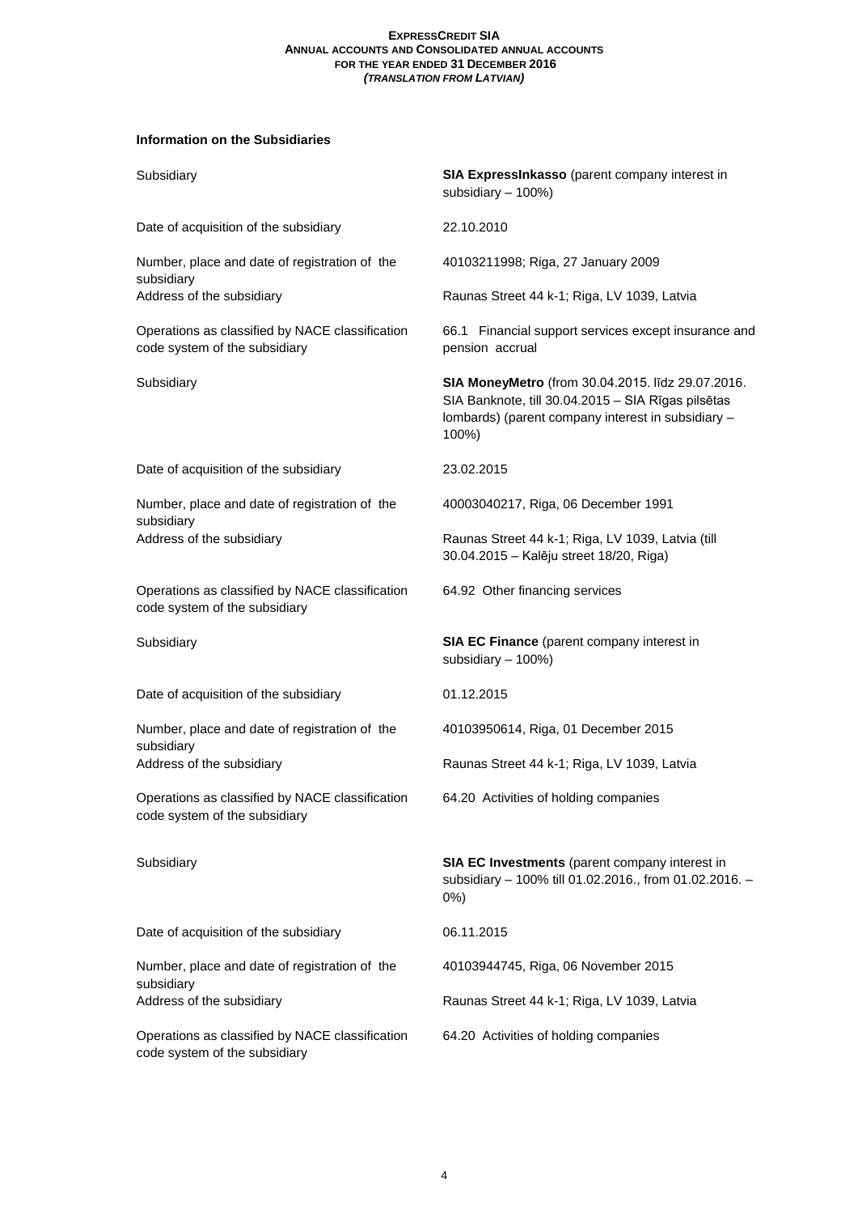**Information on the Subsidiaries**

| | |
|---|---|
| Subsidiary | **SIA ExpressInkasso** (parent company interest in subsidiary – 100%) |
| Date of acquisition of the subsidiary | 22.10.2010 |
| Number, place and date of registration of the subsidiary | 40103211998; Riga, 27 January 2009 |
| Address of the subsidiary | Raunas Street 44 k-1; Riga, LV 1039, Latvia |
| Operations as classified by NACE classification code system of the subsidiary | 66.1 Financial support services except insurance and pension accrual |
| Subsidiary | **SIA MoneyMetro** (from 30.04.2015. līdz 29.07.2016. SIA Banknote, till 30.04.2015 – SIA Rīgas pilsētas lombards) (parent company interest in subsidiary – 100%) |
| Date of acquisition of the subsidiary | 23.02.2015 |
| Number, place and date of registration of the subsidiary | 40003040217, Riga, 06 December 1991 |
| Address of the subsidiary | Raunas Street 44 k-1; Riga, LV 1039, Latvia (till 30.04.2015 – Kalēju street 18/20, Riga) |
| Operations as classified by NACE classification code system of the subsidiary | 64.92 Other financing services |
| Subsidiary | **SIA EC Finance** (parent company interest in subsidiary – 100%) |
| Date of acquisition of the subsidiary | 01.12.2015 |
| Number, place and date of registration of the subsidiary | 40103950614, Riga, 01 December 2015 |
| Address of the subsidiary | Raunas Street 44 k-1; Riga, LV 1039, Latvia |
| Operations as classified by NACE classification code system of the subsidiary | 64.20 Activities of holding companies |
| Subsidiary | **SIA EC Investments** (parent company interest in subsidiary – 100% till 01.02.2016., from 01.02.2016. – 0%) |
| Date of acquisition of the subsidiary | 06.11.2015 |
| Number, place and date of registration of the subsidiary | 40103944745, Riga, 06 November 2015 |
| Address of the subsidiary | Raunas Street 44 k-1; Riga, LV 1039, Latvia |
| Operations as classified by NACE classification code system of the subsidiary | 64.20 Activities of holding companies |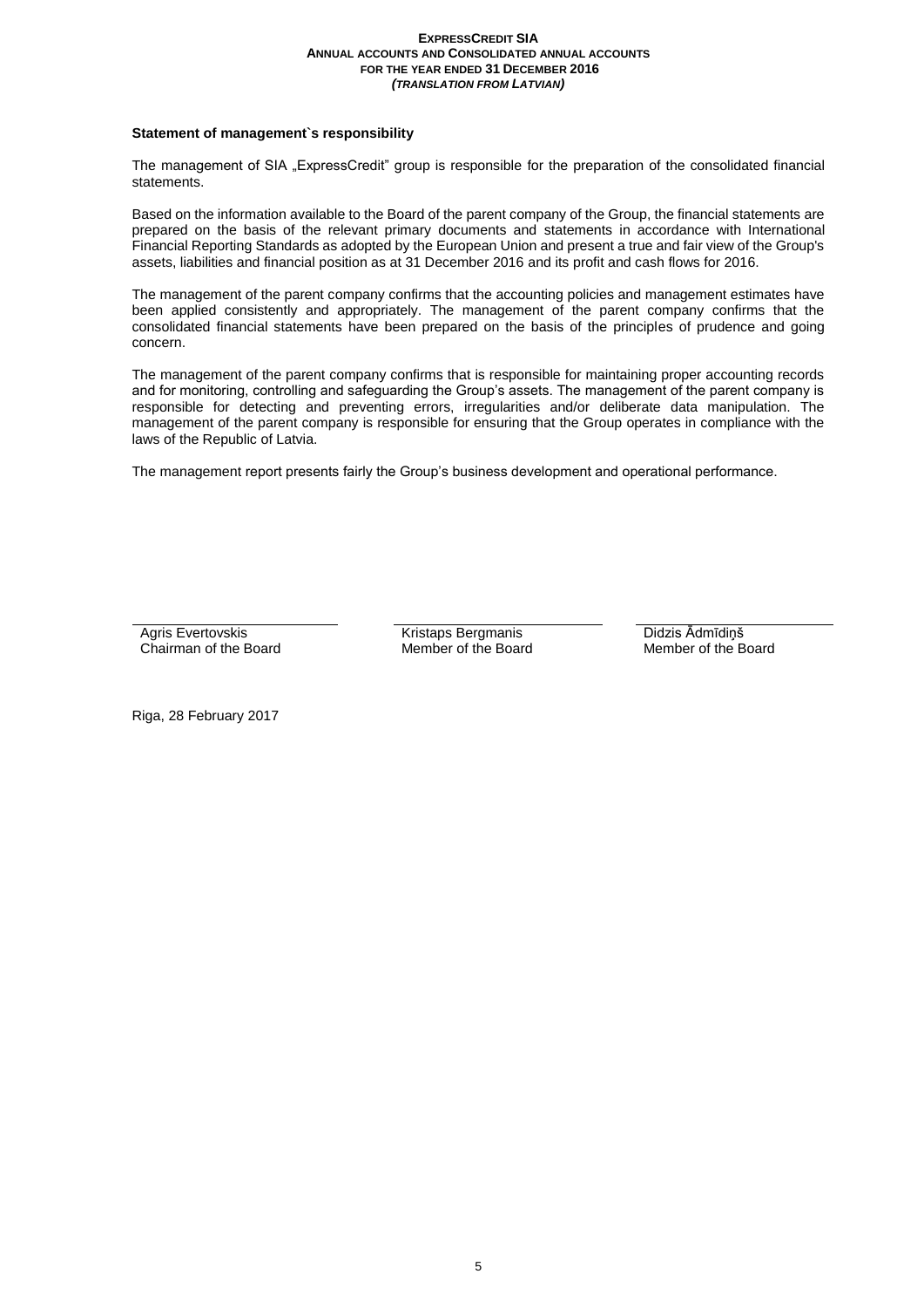### Statement of management`s responsibility

The management of SIA „ExpressCredit" group is responsible for the preparation of the consolidated financial statements.

Based on the information available to the Board of the parent company of the Group, the financial statements are prepared on the basis of the relevant primary documents and statements in accordance with International Financial Reporting Standards as adopted by the European Union and present a true and fair view of the Group's assets, liabilities and financial position as at 31 December 2016 and its profit and cash flows for 2016.

The management of the parent company confirms that the accounting policies and management estimates have been applied consistently and appropriately. The management of the parent company confirms that the consolidated financial statements have been prepared on the basis of the principles of prudence and going concern.

The management of the parent company confirms that is responsible for maintaining proper accounting records and for monitoring, controlling and safeguarding the Group's assets. The management of the parent company is responsible for detecting and preventing errors, irregularities and/or deliberate data manipulation. The management of the parent company is responsible for ensuring that the Group operates in compliance with the laws of the Republic of Latvia.

The management report presents fairly the Group's business development and operational performance.

| Agris Evertovskis | Kristaps Bergmanis | Didzis Ādmīdiņš |
|---|---|---|
| Chairman of the Board | Member of the Board | Member of the Board |

Riga, 28 February 2017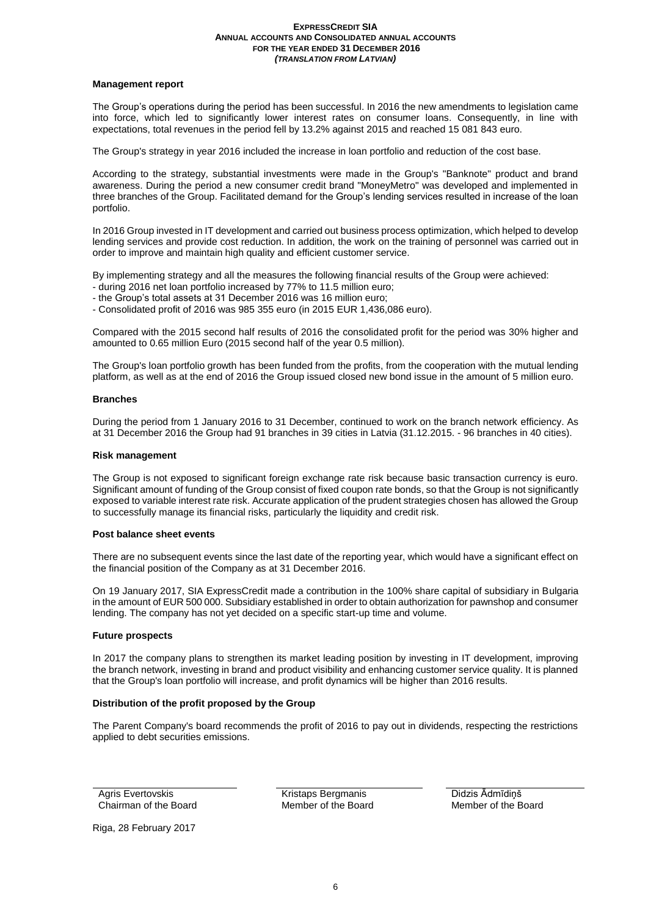## Management report

The Group's operations during the period has been successful. In 2016 the new amendments to legislation came into force, which led to significantly lower interest rates on consumer loans. Consequently, in line with expectations, total revenues in the period fell by 13.2% against 2015 and reached 15 081 843 euro.

The Group's strategy in year 2016 included the increase in loan portfolio and reduction of the cost base.

According to the strategy, substantial investments were made in the Group's "Banknote" product and brand awareness. During the period a new consumer credit brand "MoneyMetro" was developed and implemented in three branches of the Group. Facilitated demand for the Group's lending services resulted in increase of the loan portfolio.

In 2016 Group invested in IT development and carried out business process optimization, which helped to develop lending services and provide cost reduction. In addition, the work on the training of personnel was carried out in order to improve and maintain high quality and efficient customer service.

By implementing strategy and all the measures the following financial results of the Group were achieved:
- during 2016 net loan portfolio increased by 77% to 11.5 million euro;
- the Group's total assets at 31 December 2016 was 16 million euro;
- Consolidated profit of 2016 was 985 355 euro (in 2015 EUR 1,436,086 euro).

Compared with the 2015 second half results of 2016 the consolidated profit for the period was 30% higher and amounted to 0.65 million Euro (2015 second half of the year 0.5 million).

The Group's loan portfolio growth has been funded from the profits, from the cooperation with the mutual lending platform, as well as at the end of 2016 the Group issued closed new bond issue in the amount of 5 million euro.

## Branches

During the period from 1 January 2016 to 31 December, continued to work on the branch network efficiency. As at 31 December 2016 the Group had 91 branches in 39 cities in Latvia (31.12.2015. - 96 branches in 40 cities).

## Risk management

The Group is not exposed to significant foreign exchange rate risk because basic transaction currency is euro. Significant amount of funding of the Group consist of fixed coupon rate bonds, so that the Group is not significantly exposed to variable interest rate risk. Accurate application of the prudent strategies chosen has allowed the Group to successfully manage its financial risks, particularly the liquidity and credit risk.

## Post balance sheet events

There are no subsequent events since the last date of the reporting year, which would have a significant effect on the financial position of the Company as at 31 December 2016.

On 19 January 2017, SIA ExpressCredit made a contribution in the 100% share capital of subsidiary in Bulgaria in the amount of EUR 500 000. Subsidiary established in order to obtain authorization for pawnshop and consumer lending. The company has not yet decided on a specific start-up time and volume.

## Future prospects

In 2017 the company plans to strengthen its market leading position by investing in IT development, improving the branch network, investing in brand and product visibility and enhancing customer service quality. It is planned that the Group's loan portfolio will increase, and profit dynamics will be higher than 2016 results.

## Distribution of the profit proposed by the Group

The Parent Company's board recommends the profit of 2016 to pay out in dividends, respecting the restrictions applied to debt securities emissions.

| Agris Evertovskis | Kristaps Bergmanis | Didzis Ādmīdiņš |
|---|---|---|
| Chairman of the Board | Member of the Board | Member of the Board |

Riga, 28 February 2017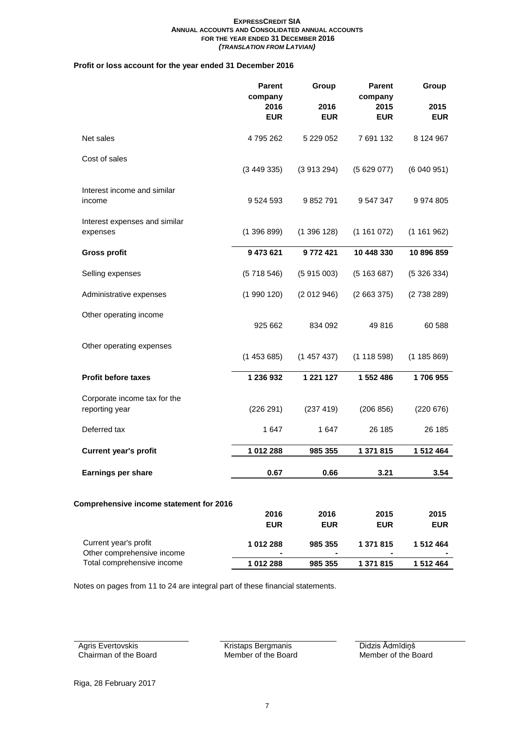## Profit or loss account for the year ended 31 December 2016

| | Parent company 2016 EUR | Group 2016 EUR | Parent company 2015 EUR | Group 2015 EUR |
|---|---|---|---|---|
| Net sales | 4 795 262 | 5 229 052 | 7 691 132 | 8 124 967 |
| Cost of sales | (3 449 335) | (3 913 294) | (5 629 077) | (6 040 951) |
| Interest income and similar income | 9 524 593 | 9 852 791 | 9 547 347 | 9 974 805 |
| Interest expenses and similar expenses | (1 396 899) | (1 396 128) | (1 161 072) | (1 161 962) |
| **Gross profit** | **9 473 621** | **9 772 421** | **10 448 330** | **10 896 859** |
| Selling expenses | (5 718 546) | (5 915 003) | (5 163 687) | (5 326 334) |
| Administrative expenses | (1 990 120) | (2 012 946) | (2 663 375) | (2 738 289) |
| Other operating income | 925 662 | 834 092 | 49 816 | 60 588 |
| Other operating expenses | (1 453 685) | (1 457 437) | (1 118 598) | (1 185 869) |
| **Profit before taxes** | **1 236 932** | **1 221 127** | **1 552 486** | **1 706 955** |
| Corporate income tax for the reporting year | (226 291) | (237 419) | (206 856) | (220 676) |
| Deferred tax | 1 647 | 1 647 | 26 185 | 26 185 |
| **Current year's profit** | **1 012 288** | **985 355** | **1 371 815** | **1 512 464** |
| **Earnings per share** | **0.67** | **0.66** | **3.21** | **3.54** |

## Comprehensive income statement for 2016

| | 2016 EUR | 2016 EUR | 2015 EUR | 2015 EUR |
|---|---|---|---|---|
| Current year's profit | **1 012 288** | **985 355** | **1 371 815** | **1 512 464** |
| Other comprehensive income | - | - | - | - |
| Total comprehensive income | **1 012 288** | **985 355** | **1 371 815** | **1 512 464** |

Notes on pages from 11 to 24 are integral part of these financial statements.

| | | |
|---|---|---|
| Agris Evertovskis<br>Chairman of the Board | Kristaps Bergmanis<br>Member of the Board | Didzis Ādmīdiņš<br>Member of the Board |

Riga, 28 February 2017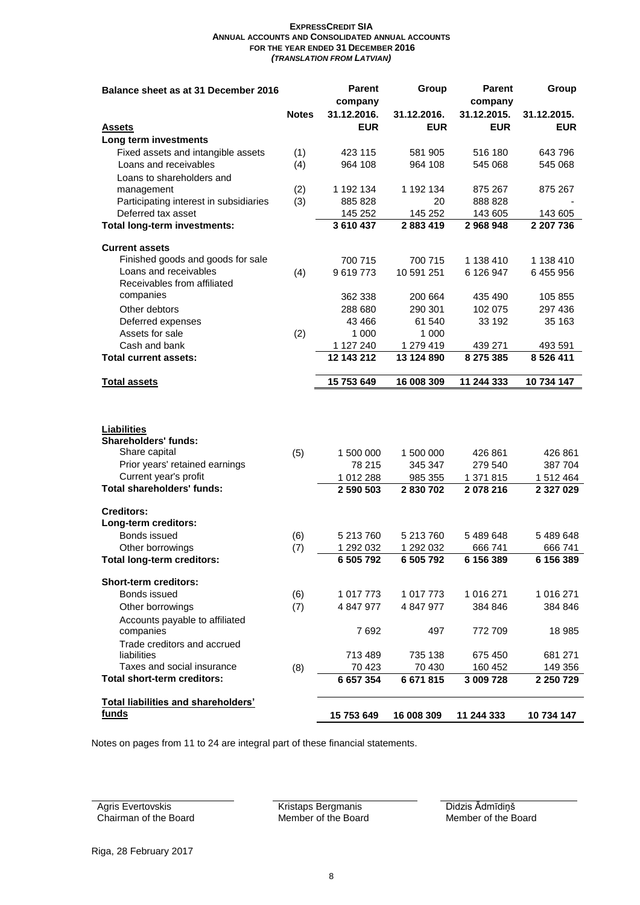# EXPRESSCREDIT SIA
## ANNUAL ACCOUNTS AND CONSOLIDATED ANNUAL ACCOUNTS FOR THE YEAR ENDED 31 DECEMBER 2016
*(TRANSLATION FROM LATVIAN)*

| Balance sheet as at 31 December 2016 | | Parent company | Group | Parent company | Group |
|---|---|---|---|---|---|
| | **Notes** | **31.12.2016.** | **31.12.2016.** | **31.12.2015.** | **31.12.2015.** |
| **Assets** | | **EUR** | **EUR** | **EUR** | **EUR** |
| **Long term investments** | | | | | |
| Fixed assets and intangible assets | (1) | 423 115 | 581 905 | 516 180 | 643 796 |
| Loans and receivables | (4) | 964 108 | 964 108 | 545 068 | 545 068 |
| Loans to shareholders and management | (2) | 1 192 134 | 1 192 134 | 875 267 | 875 267 |
| Participating interest in subsidiaries | (3) | 885 828 | 20 | 888 828 | - |
| Deferred tax asset | | 145 252 | 145 252 | 143 605 | 143 605 |
| **Total long-term investments:** | | **3 610 437** | **2 883 419** | **2 968 948** | **2 207 736** |
| **Current assets** | | | | | |
| Finished goods and goods for sale | | 700 715 | 700 715 | 1 138 410 | 1 138 410 |
| Loans and receivables | (4) | 9 619 773 | 10 591 251 | 6 126 947 | 6 455 956 |
| Receivables from affiliated companies | | 362 338 | 200 664 | 435 490 | 105 855 |
| Other debtors | | 288 680 | 290 301 | 102 075 | 297 436 |
| Deferred expenses | | 43 466 | 61 540 | 33 192 | 35 163 |
| Assets for sale | (2) | 1 000 | 1 000 | | |
| Cash and bank | | 1 127 240 | 1 279 419 | 439 271 | 493 591 |
| **Total current assets:** | | **12 143 212** | **13 124 890** | **8 275 385** | **8 526 411** |
| **Total assets** | | **15 753 649** | **16 008 309** | **11 244 333** | **10 734 147** |
| **Liabilities** | | | | | |
| **Shareholders' funds:** | | | | | |
| Share capital | (5) | 1 500 000 | 1 500 000 | 426 861 | 426 861 |
| Prior years' retained earnings | | 78 215 | 345 347 | 279 540 | 387 704 |
| Current year's profit | | 1 012 288 | 985 355 | 1 371 815 | 1 512 464 |
| **Total shareholders' funds:** | | **2 590 503** | **2 830 702** | **2 078 216** | **2 327 029** |
| **Creditors:** | | | | | |
| **Long-term creditors:** | | | | | |
| Bonds issued | (6) | 5 213 760 | 5 213 760 | 5 489 648 | 5 489 648 |
| Other borrowings | (7) | 1 292 032 | 1 292 032 | 666 741 | 666 741 |
| **Total long-term creditors:** | | **6 505 792** | **6 505 792** | **6 156 389** | **6 156 389** |
| **Short-term creditors:** | | | | | |
| Bonds issued | (6) | 1 017 773 | 1 017 773 | 1 016 271 | 1 016 271 |
| Other borrowings | (7) | 4 847 977 | 4 847 977 | 384 846 | 384 846 |
| Accounts payable to affiliated companies | | 7 692 | 497 | 772 709 | 18 985 |
| Trade creditors and accrued liabilities | | 713 489 | 735 138 | 675 450 | 681 271 |
| Taxes and social insurance | (8) | 70 423 | 70 430 | 160 452 | 149 356 |
| **Total short-term creditors:** | | **6 657 354** | **6 671 815** | **3 009 728** | **2 250 729** |
| **Total liabilities and shareholders' funds** | | **15 753 649** | **16 008 309** | **11 244 333** | **10 734 147** |

Notes on pages from 11 to 24 are integral part of these financial statements.

| Agris Evertovskis | Kristaps Bergmanis | Didzis Ādmīdiņš |
|---|---|---|
| Chairman of the Board | Member of the Board | Member of the Board |

Riga, 28 February 2017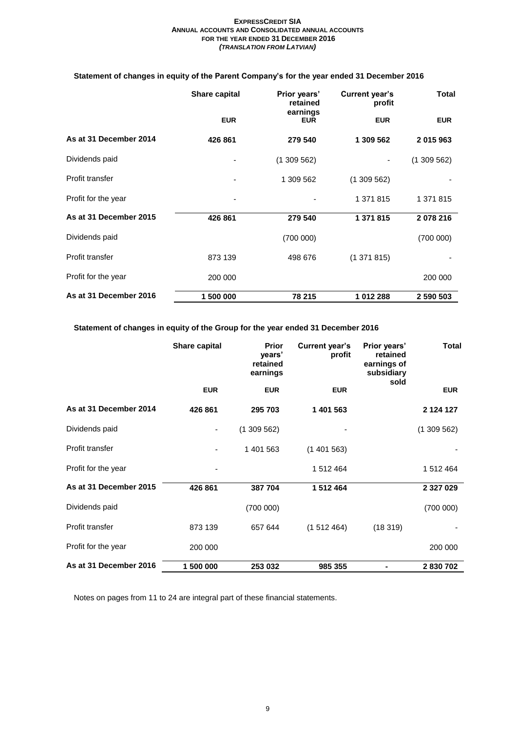### Statement of changes in equity of the Parent Company's for the year ended 31 December 2016

| | Share capital | Prior years' retained earnings | Current year's profit | Total |
|---|---|---|---|---|
| | EUR | EUR | EUR | EUR |
| **As at 31 December 2014** | **426 861** | **279 540** | **1 309 562** | **2 015 963** |
| Dividends paid | - | (1 309 562) | - | (1 309 562) |
| Profit transfer | - | 1 309 562 | (1 309 562) | - |
| Profit for the year | - | - | 1 371 815 | 1 371 815 |
| **As at 31 December 2015** | **426 861** | **279 540** | **1 371 815** | **2 078 216** |
| Dividends paid | | (700 000) | | (700 000) |
| Profit transfer | 873 139 | 498 676 | (1 371 815) | - |
| Profit for the year | 200 000 | | | 200 000 |
| **As at 31 December 2016** | **1 500 000** | **78 215** | **1 012 288** | **2 590 503** |

### Statement of changes in equity of the Group for the year ended 31 December 2016

| | Share capital | Prior years' retained earnings | Current year's profit | Prior years' retained earnings of subsidiary sold | Total |
|---|---|---|---|---|---|
| | EUR | EUR | EUR | | EUR |
| **As at 31 December 2014** | **426 861** | **295 703** | **1 401 563** | | **2 124 127** |
| Dividends paid | - | (1 309 562) | - | | (1 309 562) |
| Profit transfer | - | 1 401 563 | (1 401 563) | | - |
| Profit for the year | - | | 1 512 464 | | 1 512 464 |
| **As at 31 December 2015** | **426 861** | **387 704** | **1 512 464** | | **2 327 029** |
| Dividends paid | | (700 000) | | | (700 000) |
| Profit transfer | 873 139 | 657 644 | (1 512 464) | (18 319) | - |
| Profit for the year | 200 000 | | | | 200 000 |
| **As at 31 December 2016** | **1 500 000** | **253 032** | **985 355** | **-** | **2 830 702** |

Notes on pages from 11 to 24 are integral part of these financial statements.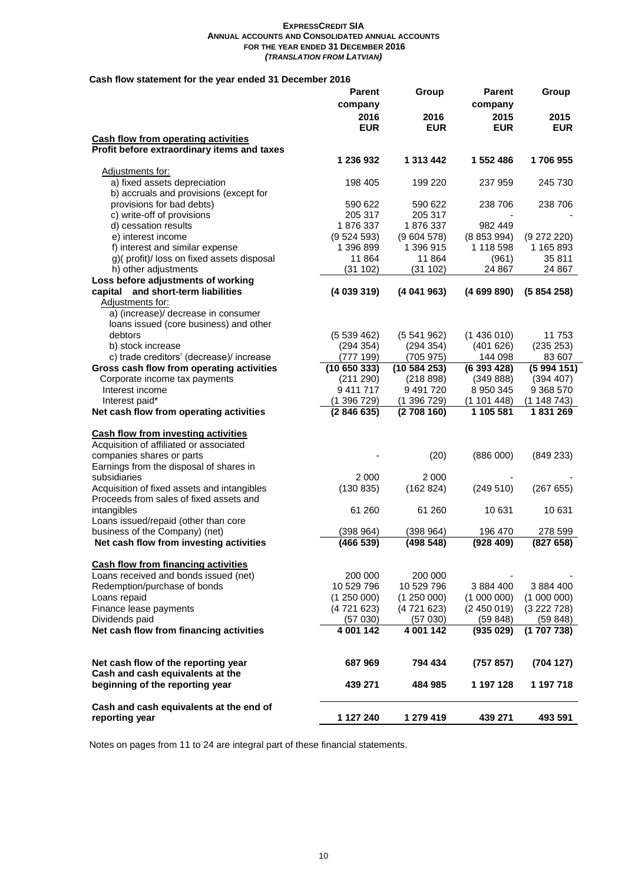## Cash flow statement for the year ended 31 December 2016

| | Parent company 2016 EUR | Group 2016 EUR | Parent company 2015 EUR | Group 2015 EUR |
|---|---|---|---|---|
| **Cash flow from operating activities** | | | | |
| **Profit before extraordinary items and taxes** | **1 236 932** | **1 313 442** | **1 552 486** | **1 706 955** |
| Adjustments for: | | | | |
| a) fixed assets depreciation | 198 405 | 199 220 | 237 959 | 245 730 |
| b) accruals and provisions (except for provisions for bad debts) | 590 622 | 590 622 | 238 706 | 238 706 |
| c) write-off of provisions | 205 317 | 205 317 | - | - |
| d) cessation results | 1 876 337 | 1 876 337 | 982 449 | |
| e) interest income | (9 524 593) | (9 604 578) | (8 853 994) | (9 272 220) |
| f) interest and similar expense | 1 396 899 | 1 396 915 | 1 118 598 | 1 165 893 |
| g)( profit)/ loss on fixed assets disposal | 11 864 | 11 864 | (961) | 35 811 |
| h) other adjustments | (31 102) | (31 102) | 24 867 | 24 867 |
| **Loss before adjustments of working capital and short-term liabilities** | **(4 039 319)** | **(4 041 963)** | **(4 699 890)** | **(5 854 258)** |
| Adjustments for: | | | | |
| a) (increase)/ decrease in consumer loans issued (core business) and other debtors | (5 539 462) | (5 541 962) | (1 436 010) | 11 753 |
| b) stock increase | (294 354) | (294 354) | (401 626) | (235 253) |
| c) trade creditors' (decrease)/ increase | (777 199) | (705 975) | 144 098 | 83 607 |
| **Gross cash flow from operating activities** | **(10 650 333)** | **(10 584 253)** | **(6 393 428)** | **(5 994 151)** |
| Corporate income tax payments | (211 290) | (218 898) | (349 888) | (394 407) |
| Interest income | 9 411 717 | 9 491 720 | 8 950 345 | 9 368 570 |
| Interest paid* | (1 396 729) | (1 396 729) | (1 101 448) | (1 148 743) |
| **Net cash flow from operating activities** | **(2 846 635)** | **(2 708 160)** | **1 105 581** | **1 831 269** |
| **Cash flow from investing activities** | | | | |
| Acquisition of affiliated or associated companies shares or parts | - | (20) | (886 000) | (849 233) |
| Earnings from the disposal of shares in subsidiaries | 2 000 | 2 000 | - | - |
| Acquisition of fixed assets and intangibles | (130 835) | (162 824) | (249 510) | (267 655) |
| Proceeds from sales of fixed assets and intangibles | 61 260 | 61 260 | 10 631 | 10 631 |
| Loans issued/repaid (other than core business of the Company) (net) | (398 964) | (398 964) | 196 470 | 278 599 |
| **Net cash flow from investing activities** | **(466 539)** | **(498 548)** | **(928 409)** | **(827 658)** |
| **Cash flow from financing activities** | | | | |
| Loans received and bonds issued (net) | 200 000 | 200 000 | - | - |
| Redemption/purchase of bonds | 10 529 796 | 10 529 796 | 3 884 400 | 3 884 400 |
| Loans repaid | (1 250 000) | (1 250 000) | (1 000 000) | (1 000 000) |
| Finance lease payments | (4 721 623) | (4 721 623) | (2 450 019) | (3 222 728) |
| Dividends paid | (57 030) | (57 030) | (59 848) | (59 848) |
| **Net cash flow from financing activities** | **4 001 142** | **4 001 142** | **(935 029)** | **(1 707 738)** |
| **Net cash flow of the reporting year** | **687 969** | **794 434** | **(757 857)** | **(704 127)** |
| **Cash and cash equivalents at the beginning of the reporting year** | **439 271** | **484 985** | **1 197 128** | **1 197 718** |
| **Cash and cash equivalents at the end of reporting year** | **1 127 240** | **1 279 419** | **439 271** | **493 591** |

Notes on pages from 11 to 24 are integral part of these financial statements.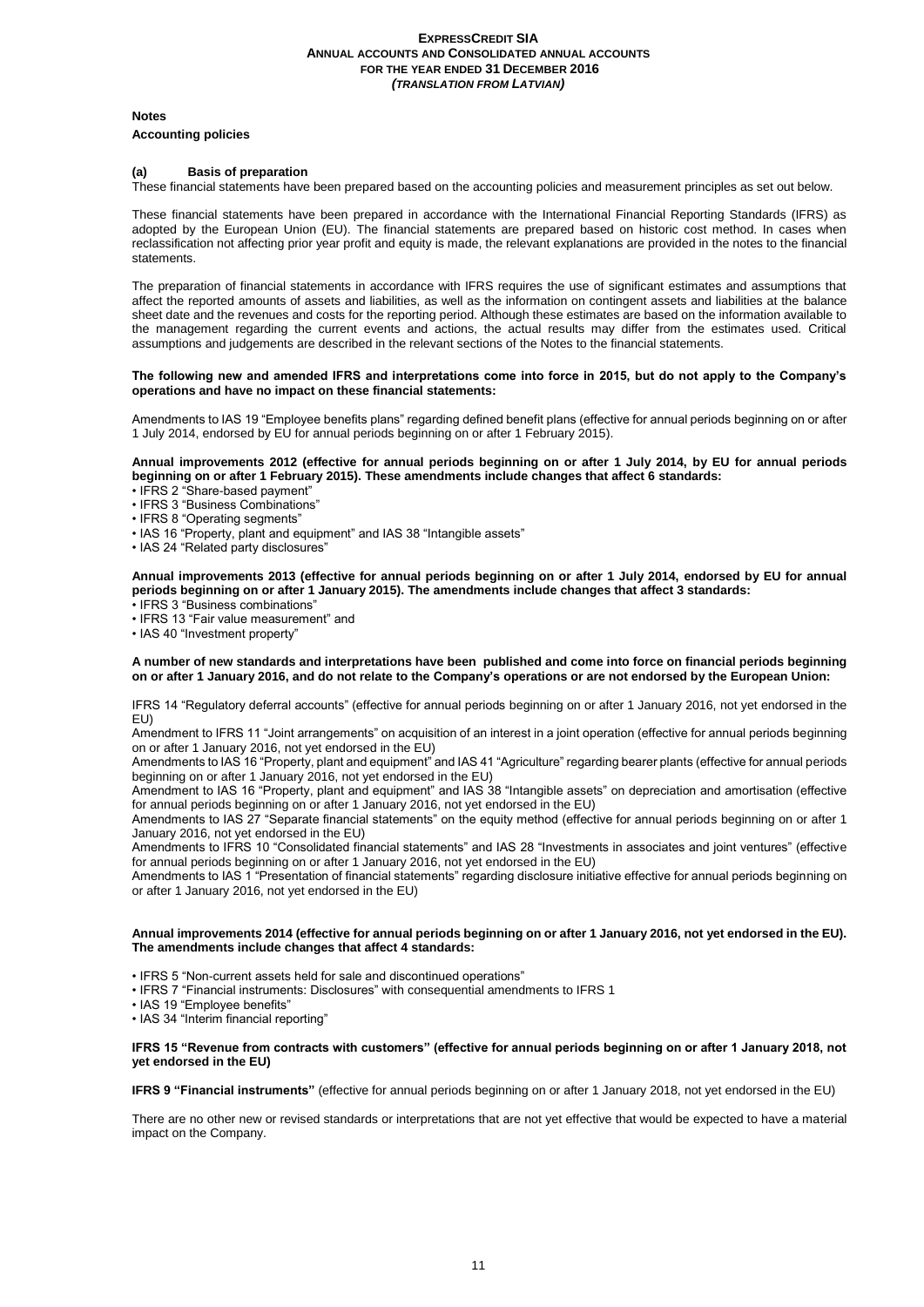**Notes**

**Accounting policies**

**(a) Basis of preparation**

These financial statements have been prepared based on the accounting policies and measurement principles as set out below.

These financial statements have been prepared in accordance with the International Financial Reporting Standards (IFRS) as adopted by the European Union (EU). The financial statements are prepared based on historic cost method. In cases when reclassification not affecting prior year profit and equity is made, the relevant explanations are provided in the notes to the financial statements.

The preparation of financial statements in accordance with IFRS requires the use of significant estimates and assumptions that affect the reported amounts of assets and liabilities, as well as the information on contingent assets and liabilities at the balance sheet date and the revenues and costs for the reporting period. Although these estimates are based on the information available to the management regarding the current events and actions, the actual results may differ from the estimates used. Critical assumptions and judgements are described in the relevant sections of the Notes to the financial statements.

**The following new and amended IFRS and interpretations come into force in 2015, but do not apply to the Company's operations and have no impact on these financial statements:**

Amendments to IAS 19 "Employee benefits plans" regarding defined benefit plans (effective for annual periods beginning on or after 1 July 2014, endorsed by EU for annual periods beginning on or after 1 February 2015).

**Annual improvements 2012 (effective for annual periods beginning on or after 1 July 2014, by EU for annual periods beginning on or after 1 February 2015). These amendments include changes that affect 6 standards:**

- IFRS 2 "Share-based payment"
- IFRS 3 "Business Combinations"
- IFRS 8 "Operating segments"
- IAS 16 "Property, plant and equipment" and IAS 38 "Intangible assets"
- IAS 24 "Related party disclosures"

**Annual improvements 2013 (effective for annual periods beginning on or after 1 July 2014, endorsed by EU for annual periods beginning on or after 1 January 2015). The amendments include changes that affect 3 standards:**

- IFRS 3 "Business combinations"
- IFRS 13 "Fair value measurement" and
- IAS 40 "Investment property"

**A number of new standards and interpretations have been published and come into force on financial periods beginning on or after 1 January 2016, and do not relate to the Company's operations or are not endorsed by the European Union:**

IFRS 14 "Regulatory deferral accounts" (effective for annual periods beginning on or after 1 January 2016, not yet endorsed in the EU)

Amendment to IFRS 11 "Joint arrangements" on acquisition of an interest in a joint operation (effective for annual periods beginning on or after 1 January 2016, not yet endorsed in the EU)

Amendments to IAS 16 "Property, plant and equipment" and IAS 41 "Agriculture" regarding bearer plants (effective for annual periods beginning on or after 1 January 2016, not yet endorsed in the EU)

Amendment to IAS 16 "Property, plant and equipment" and IAS 38 "Intangible assets" on depreciation and amortisation (effective for annual periods beginning on or after 1 January 2016, not yet endorsed in the EU)

Amendments to IAS 27 "Separate financial statements" on the equity method (effective for annual periods beginning on or after 1 January 2016, not yet endorsed in the EU)

Amendments to IFRS 10 "Consolidated financial statements" and IAS 28 "Investments in associates and joint ventures" (effective for annual periods beginning on or after 1 January 2016, not yet endorsed in the EU)

Amendments to IAS 1 "Presentation of financial statements" regarding disclosure initiative effective for annual periods beginning on or after 1 January 2016, not yet endorsed in the EU)

**Annual improvements 2014 (effective for annual periods beginning on or after 1 January 2016, not yet endorsed in the EU). The amendments include changes that affect 4 standards:**

- IFRS 5 "Non-current assets held for sale and discontinued operations"
- IFRS 7 "Financial instruments: Disclosures" with consequential amendments to IFRS 1
- IAS 19 "Employee benefits"
- IAS 34 "Interim financial reporting"

**IFRS 15 "Revenue from contracts with customers" (effective for annual periods beginning on or after 1 January 2018, not yet endorsed in the EU)**

**IFRS 9 "Financial instruments"** (effective for annual periods beginning on or after 1 January 2018, not yet endorsed in the EU)

There are no other new or revised standards or interpretations that are not yet effective that would be expected to have a material impact on the Company.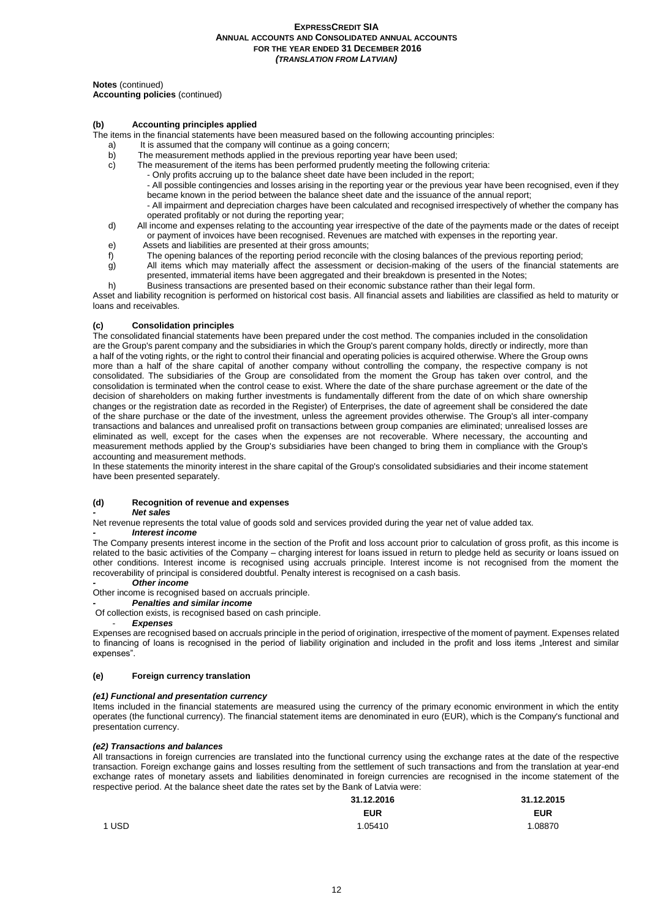**Notes** (continued)
**Accounting policies** (continued)

### (b) Accounting principles applied

The items in the financial statements have been measured based on the following accounting principles:

a) It is assumed that the company will continue as a going concern;
b) The measurement methods applied in the previous reporting year have been used;
c) The measurement of the items has been performed prudently meeting the following criteria:
   - Only profits accruing up to the balance sheet date have been included in the report;
   - All possible contingencies and losses arising in the reporting year or the previous year have been recognised, even if they became known in the period between the balance sheet date and the issuance of the annual report;
   - All impairment and depreciation charges have been calculated and recognised irrespectively of whether the company has operated profitably or not during the reporting year;
d) All income and expenses relating to the accounting year irrespective of the date of the payments made or the dates of receipt or payment of invoices have been recognised. Revenues are matched with expenses in the reporting year.
e) Assets and liabilities are presented at their gross amounts;
f) The opening balances of the reporting period reconcile with the closing balances of the previous reporting period;
g) All items which may materially affect the assessment or decision-making of the users of the financial statements are presented, immaterial items have been aggregated and their breakdown is presented in the Notes;
h) Business transactions are presented based on their economic substance rather than their legal form.

Asset and liability recognition is performed on historical cost basis. All financial assets and liabilities are classified as held to maturity or loans and receivables.

### (c) Consolidation principles

The consolidated financial statements have been prepared under the cost method. The companies included in the consolidation are the Group's parent company and the subsidiaries in which the Group's parent company holds, directly or indirectly, more than a half of the voting rights, or the right to control their financial and operating policies is acquired otherwise. Where the Group owns more than a half of the share capital of another company without controlling the company, the respective company is not consolidated. The subsidiaries of the Group are consolidated from the moment the Group has taken over control, and the consolidation is terminated when the control cease to exist. Where the date of the share purchase agreement or the date of the decision of shareholders on making further investments is fundamentally different from the date of on which share ownership changes or the registration date as recorded in the Register) of Enterprises, the date of agreement shall be considered the date of the share purchase or the date of the investment, unless the agreement provides otherwise. The Group's all inter-company transactions and balances and unrealised profit on transactions between group companies are eliminated; unrealised losses are eliminated as well, except for the cases when the expenses are not recoverable. Where necessary, the accounting and measurement methods applied by the Group's subsidiaries have been changed to bring them in compliance with the Group's accounting and measurement methods.

In these statements the minority interest in the share capital of the Group's consolidated subsidiaries and their income statement have been presented separately.

### (d) Recognition of revenue and expenses

- ***Net sales***

Net revenue represents the total value of goods sold and services provided during the year net of value added tax.

- ***Interest income***

The Company presents interest income in the section of the Profit and loss account prior to calculation of gross profit, as this income is related to the basic activities of the Company – charging interest for loans issued in return to pledge held as security or loans issued on other conditions. Interest income is recognised using accruals principle. Interest income is not recognised from the moment the recoverability of principal is considered doubtful. Penalty interest is recognised on a cash basis.

- ***Other income***

Other income is recognised based on accruals principle.

- ***Penalties and similar income***

Of collection exists, is recognised based on cash principle.

- ***Expenses***

Expenses are recognised based on accruals principle in the period of origination, irrespective of the moment of payment. Expenses related to financing of loans is recognised in the period of liability origination and included in the profit and loss items „Interest and similar expenses".

### (e) Foreign currency translation

#### *(e1) Functional and presentation currency*

Items included in the financial statements are measured using the currency of the primary economic environment in which the entity operates (the functional currency). The financial statement items are denominated in euro (EUR), which is the Company's functional and presentation currency.

#### *(e2) Transactions and balances*

All transactions in foreign currencies are translated into the functional currency using the exchange rates at the date of the respective transaction. Foreign exchange gains and losses resulting from the settlement of such transactions and from the translation at year-end exchange rates of monetary assets and liabilities denominated in foreign currencies are recognised in the income statement of the respective period. At the balance sheet date the rates set by the Bank of Latvia were:

| | 31.12.2016 | 31.12.2015 |
|---|---|---|
| | **EUR** | **EUR** |
| 1 USD | 1.05410 | 1.08870 |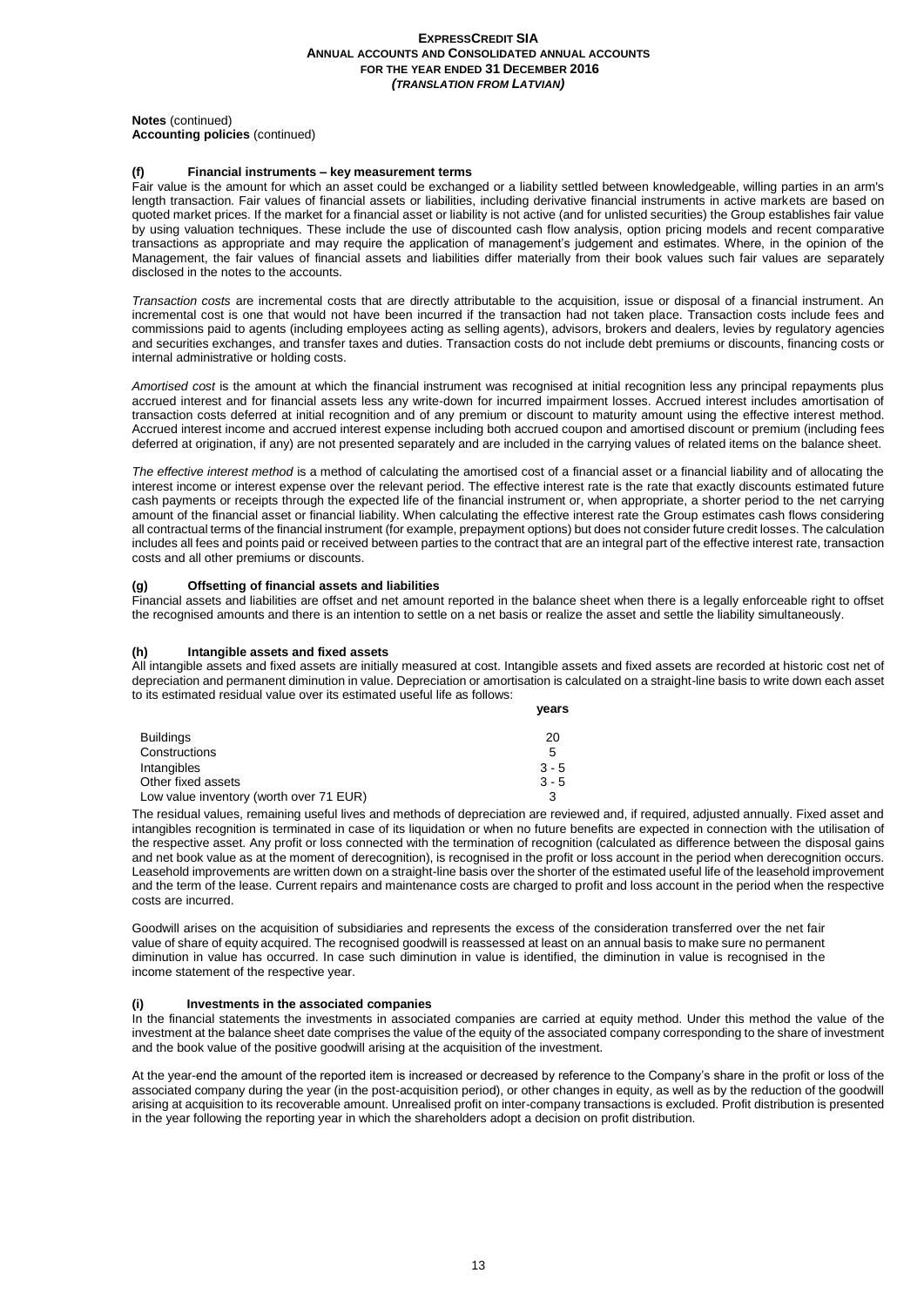**Notes** (continued)
**Accounting policies** (continued)

#### (f) Financial instruments – key measurement terms

Fair value is the amount for which an asset could be exchanged or a liability settled between knowledgeable, willing parties in an arm's length transaction. Fair values of financial assets or liabilities, including derivative financial instruments in active markets are based on quoted market prices. If the market for a financial asset or liability is not active (and for unlisted securities) the Group establishes fair value by using valuation techniques. These include the use of discounted cash flow analysis, option pricing models and recent comparative transactions as appropriate and may require the application of management's judgement and estimates. Where, in the opinion of the Management, the fair values of financial assets and liabilities differ materially from their book values such fair values are separately disclosed in the notes to the accounts.

*Transaction costs* are incremental costs that are directly attributable to the acquisition, issue or disposal of a financial instrument. An incremental cost is one that would not have been incurred if the transaction had not taken place. Transaction costs include fees and commissions paid to agents (including employees acting as selling agents), advisors, brokers and dealers, levies by regulatory agencies and securities exchanges, and transfer taxes and duties. Transaction costs do not include debt premiums or discounts, financing costs or internal administrative or holding costs.

*Amortised cost* is the amount at which the financial instrument was recognised at initial recognition less any principal repayments plus accrued interest and for financial assets less any write-down for incurred impairment losses. Accrued interest includes amortisation of transaction costs deferred at initial recognition and of any premium or discount to maturity amount using the effective interest method. Accrued interest income and accrued interest expense including both accrued coupon and amortised discount or premium (including fees deferred at origination, if any) are not presented separately and are included in the carrying values of related items on the balance sheet.

*The effective interest method* is a method of calculating the amortised cost of a financial asset or a financial liability and of allocating the interest income or interest expense over the relevant period. The effective interest rate is the rate that exactly discounts estimated future cash payments or receipts through the expected life of the financial instrument or, when appropriate, a shorter period to the net carrying amount of the financial asset or financial liability. When calculating the effective interest rate the Group estimates cash flows considering all contractual terms of the financial instrument (for example, prepayment options) but does not consider future credit losses. The calculation includes all fees and points paid or received between parties to the contract that are an integral part of the effective interest rate, transaction costs and all other premiums or discounts.

#### (g) Offsetting of financial assets and liabilities

Financial assets and liabilities are offset and net amount reported in the balance sheet when there is a legally enforceable right to offset the recognised amounts and there is an intention to settle on a net basis or realize the asset and settle the liability simultaneously.

#### (h) Intangible assets and fixed assets

All intangible assets and fixed assets are initially measured at cost. Intangible assets and fixed assets are recorded at historic cost net of depreciation and permanent diminution in value. Depreciation or amortisation is calculated on a straight-line basis to write down each asset to its estimated residual value over its estimated useful life as follows:

| | years |
|---|---|
| Buildings | 20 |
| Constructions | 5 |
| Intangibles | 3 - 5 |
| Other fixed assets | 3 - 5 |
| Low value inventory (worth over 71 EUR) | 3 |

The residual values, remaining useful lives and methods of depreciation are reviewed and, if required, adjusted annually. Fixed asset and intangibles recognition is terminated in case of its liquidation or when no future benefits are expected in connection with the utilisation of the respective asset. Any profit or loss connected with the termination of recognition (calculated as difference between the disposal gains and net book value as at the moment of derecognition), is recognised in the profit or loss account in the period when derecognition occurs. Leasehold improvements are written down on a straight-line basis over the shorter of the estimated useful life of the leasehold improvement and the term of the lease. Current repairs and maintenance costs are charged to profit and loss account in the period when the respective costs are incurred.

Goodwill arises on the acquisition of subsidiaries and represents the excess of the consideration transferred over the net fair value of share of equity acquired. The recognised goodwill is reassessed at least on an annual basis to make sure no permanent diminution in value has occurred. In case such diminution in value is identified, the diminution in value is recognised in the income statement of the respective year.

#### (i) Investments in the associated companies

In the financial statements the investments in associated companies are carried at equity method. Under this method the value of the investment at the balance sheet date comprises the value of the equity of the associated company corresponding to the share of investment and the book value of the positive goodwill arising at the acquisition of the investment.

At the year-end the amount of the reported item is increased or decreased by reference to the Company's share in the profit or loss of the associated company during the year (in the post-acquisition period), or other changes in equity, as well as by the reduction of the goodwill arising at acquisition to its recoverable amount. Unrealised profit on inter-company transactions is excluded. Profit distribution is presented in the year following the reporting year in which the shareholders adopt a decision on profit distribution.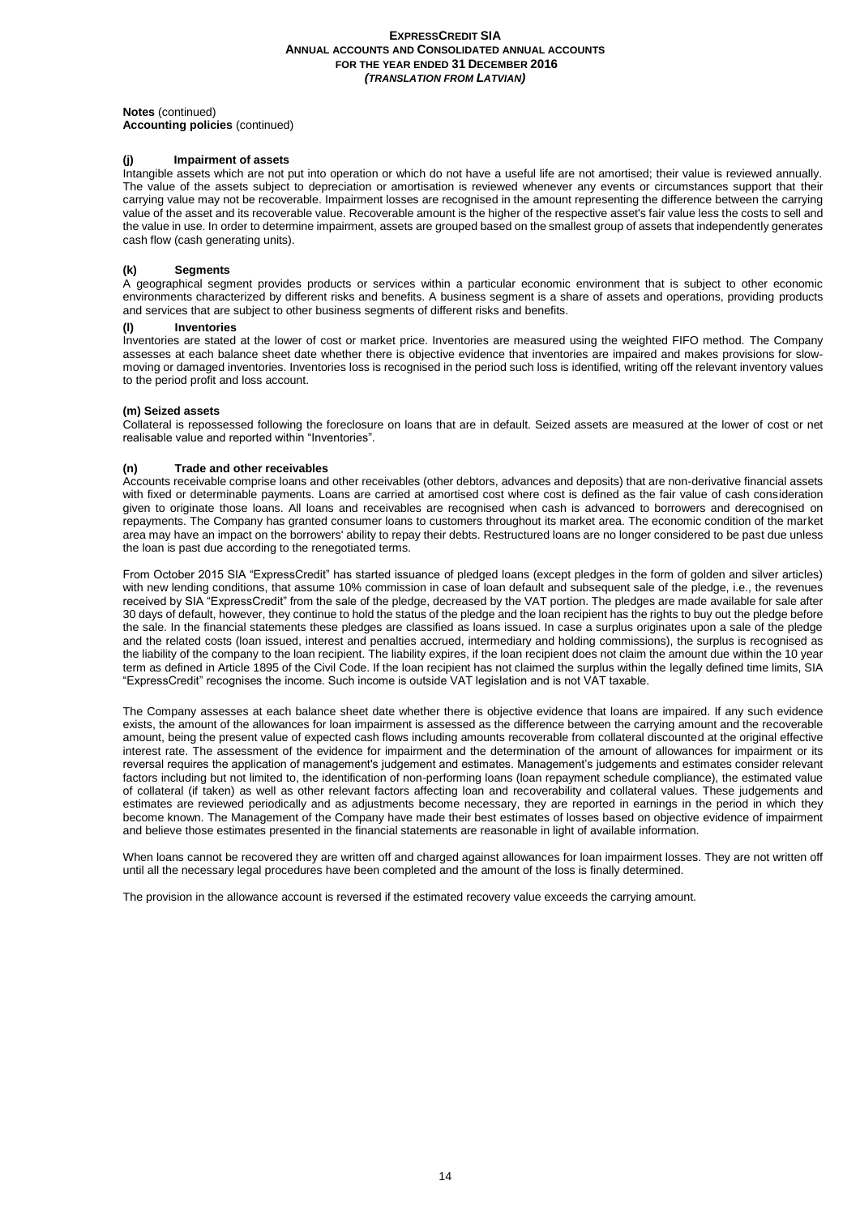**Notes** (continued)
**Accounting policies** (continued)

### (j) Impairment of assets

Intangible assets which are not put into operation or which do not have a useful life are not amortised; their value is reviewed annually. The value of the assets subject to depreciation or amortisation is reviewed whenever any events or circumstances support that their carrying value may not be recoverable. Impairment losses are recognised in the amount representing the difference between the carrying value of the asset and its recoverable value. Recoverable amount is the higher of the respective asset's fair value less the costs to sell and the value in use. In order to determine impairment, assets are grouped based on the smallest group of assets that independently generates cash flow (cash generating units).

### (k) Segments

A geographical segment provides products or services within a particular economic environment that is subject to other economic environments characterized by different risks and benefits. A business segment is a share of assets and operations, providing products and services that are subject to other business segments of different risks and benefits.

### (l) Inventories

Inventories are stated at the lower of cost or market price. Inventories are measured using the weighted FIFO method. The Company assesses at each balance sheet date whether there is objective evidence that inventories are impaired and makes provisions for slow-moving or damaged inventories. Inventories loss is recognised in the period such loss is identified, writing off the relevant inventory values to the period profit and loss account.

### (m) Seized assets

Collateral is repossessed following the foreclosure on loans that are in default. Seized assets are measured at the lower of cost or net realisable value and reported within "Inventories".

### (n) Trade and other receivables

Accounts receivable comprise loans and other receivables (other debtors, advances and deposits) that are non-derivative financial assets with fixed or determinable payments. Loans are carried at amortised cost where cost is defined as the fair value of cash consideration given to originate those loans. All loans and receivables are recognised when cash is advanced to borrowers and derecognised on repayments. The Company has granted consumer loans to customers throughout its market area. The economic condition of the market area may have an impact on the borrowers' ability to repay their debts. Restructured loans are no longer considered to be past due unless the loan is past due according to the renegotiated terms.

From October 2015 SIA "ExpressCredit" has started issuance of pledged loans (except pledges in the form of golden and silver articles) with new lending conditions, that assume 10% commission in case of loan default and subsequent sale of the pledge, i.e., the revenues received by SIA "ExpressCredit" from the sale of the pledge, decreased by the VAT portion. The pledges are made available for sale after 30 days of default, however, they continue to hold the status of the pledge and the loan recipient has the rights to buy out the pledge before the sale. In the financial statements these pledges are classified as loans issued. In case a surplus originates upon a sale of the pledge and the related costs (loan issued, interest and penalties accrued, intermediary and holding commissions), the surplus is recognised as the liability of the company to the loan recipient. The liability expires, if the loan recipient does not claim the amount due within the 10 year term as defined in Article 1895 of the Civil Code. If the loan recipient has not claimed the surplus within the legally defined time limits, SIA "ExpressCredit" recognises the income. Such income is outside VAT legislation and is not VAT taxable.

The Company assesses at each balance sheet date whether there is objective evidence that loans are impaired. If any such evidence exists, the amount of the allowances for loan impairment is assessed as the difference between the carrying amount and the recoverable amount, being the present value of expected cash flows including amounts recoverable from collateral discounted at the original effective interest rate. The assessment of the evidence for impairment and the determination of the amount of allowances for impairment or its reversal requires the application of management's judgement and estimates. Management's judgements and estimates consider relevant factors including but not limited to, the identification of non-performing loans (loan repayment schedule compliance), the estimated value of collateral (if taken) as well as other relevant factors affecting loan and recoverability and collateral values. These judgements and estimates are reviewed periodically and as adjustments become necessary, they are reported in earnings in the period in which they become known. The Management of the Company have made their best estimates of losses based on objective evidence of impairment and believe those estimates presented in the financial statements are reasonable in light of available information.

When loans cannot be recovered they are written off and charged against allowances for loan impairment losses. They are not written off until all the necessary legal procedures have been completed and the amount of the loss is finally determined.

The provision in the allowance account is reversed if the estimated recovery value exceeds the carrying amount.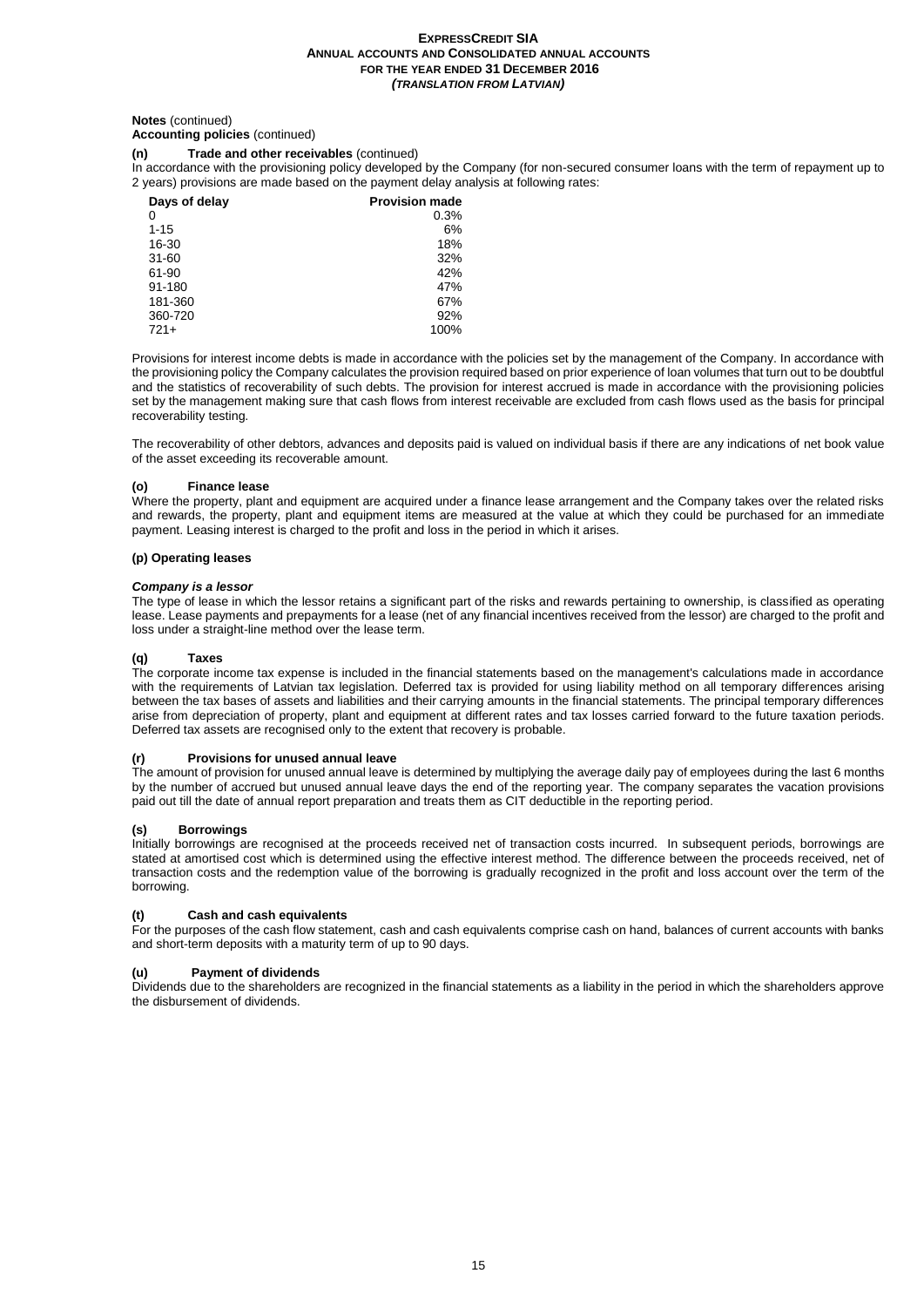**Notes** (continued)
**Accounting policies** (continued)

**(n) Trade and other receivables** (continued)

In accordance with the provisioning policy developed by the Company (for non-secured consumer loans with the term of repayment up to 2 years) provisions are made based on the payment delay analysis at following rates:

| Days of delay | Provision made |
|---|---|
| 0 | 0.3% |
| 1-15 | 6% |
| 16-30 | 18% |
| 31-60 | 32% |
| 61-90 | 42% |
| 91-180 | 47% |
| 181-360 | 67% |
| 360-720 | 92% |
| 721+ | 100% |

Provisions for interest income debts is made in accordance with the policies set by the management of the Company. In accordance with the provisioning policy the Company calculates the provision required based on prior experience of loan volumes that turn out to be doubtful and the statistics of recoverability of such debts. The provision for interest accrued is made in accordance with the provisioning policies set by the management making sure that cash flows from interest receivable are excluded from cash flows used as the basis for principal recoverability testing.

The recoverability of other debtors, advances and deposits paid is valued on individual basis if there are any indications of net book value of the asset exceeding its recoverable amount.

**(o) Finance lease**

Where the property, plant and equipment are acquired under a finance lease arrangement and the Company takes over the related risks and rewards, the property, plant and equipment items are measured at the value at which they could be purchased for an immediate payment. Leasing interest is charged to the profit and loss in the period in which it arises.

**(p) Operating leases**

***Company is a lessor***

The type of lease in which the lessor retains a significant part of the risks and rewards pertaining to ownership, is classified as operating lease. Lease payments and prepayments for a lease (net of any financial incentives received from the lessor) are charged to the profit and loss under a straight-line method over the lease term.

**(q) Taxes**

The corporate income tax expense is included in the financial statements based on the management's calculations made in accordance with the requirements of Latvian tax legislation. Deferred tax is provided for using liability method on all temporary differences arising between the tax bases of assets and liabilities and their carrying amounts in the financial statements. The principal temporary differences arise from depreciation of property, plant and equipment at different rates and tax losses carried forward to the future taxation periods. Deferred tax assets are recognised only to the extent that recovery is probable.

**(r) Provisions for unused annual leave**

The amount of provision for unused annual leave is determined by multiplying the average daily pay of employees during the last 6 months by the number of accrued but unused annual leave days the end of the reporting year. The company separates the vacation provisions paid out till the date of annual report preparation and treats them as CIT deductible in the reporting period.

**(s) Borrowings**

Initially borrowings are recognised at the proceeds received net of transaction costs incurred. In subsequent periods, borrowings are stated at amortised cost which is determined using the effective interest method. The difference between the proceeds received, net of transaction costs and the redemption value of the borrowing is gradually recognized in the profit and loss account over the term of the borrowing.

**(t) Cash and cash equivalents**

For the purposes of the cash flow statement, cash and cash equivalents comprise cash on hand, balances of current accounts with banks and short-term deposits with a maturity term of up to 90 days.

**(u) Payment of dividends**

Dividends due to the shareholders are recognized in the financial statements as a liability in the period in which the shareholders approve the disbursement of dividends.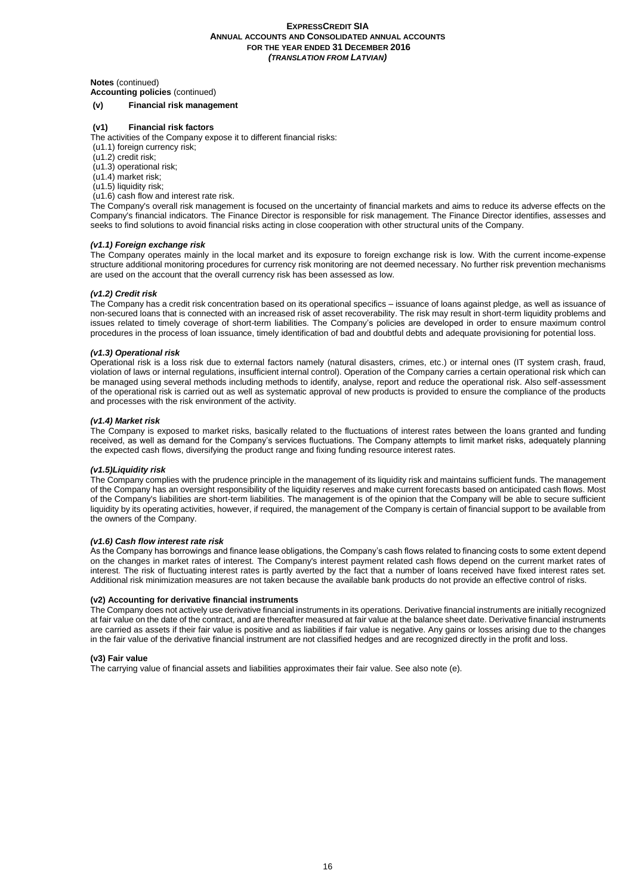**Notes** (continued)
**Accounting policies** (continued)

### (v) Financial risk management

#### (v1) Financial risk factors

The activities of the Company expose it to different financial risks:

(u1.1) foreign currency risk;
(u1.2) credit risk;
(u1.3) operational risk;
(u1.4) market risk;
(u1.5) liquidity risk;
(u1.6) cash flow and interest rate risk.

The Company's overall risk management is focused on the uncertainty of financial markets and aims to reduce its adverse effects on the Company's financial indicators. The Finance Director is responsible for risk management. The Finance Director identifies, assesses and seeks to find solutions to avoid financial risks acting in close cooperation with other structural units of the Company.

***(v1.1) Foreign exchange risk***

The Company operates mainly in the local market and its exposure to foreign exchange risk is low. With the current income-expense structure additional monitoring procedures for currency risk monitoring are not deemed necessary. No further risk prevention mechanisms are used on the account that the overall currency risk has been assessed as low.

***(v1.2) Credit risk***

The Company has a credit risk concentration based on its operational specifics – issuance of loans against pledge, as well as issuance of non-secured loans that is connected with an increased risk of asset recoverability. The risk may result in short-term liquidity problems and issues related to timely coverage of short-term liabilities. The Company's policies are developed in order to ensure maximum control procedures in the process of loan issuance, timely identification of bad and doubtful debts and adequate provisioning for potential loss.

***(v1.3) Operational risk***

Operational risk is a loss risk due to external factors namely (natural disasters, crimes, etc.) or internal ones (IT system crash, fraud, violation of laws or internal regulations, insufficient internal control). Operation of the Company carries a certain operational risk which can be managed using several methods including methods to identify, analyse, report and reduce the operational risk. Also self-assessment of the operational risk is carried out as well as systematic approval of new products is provided to ensure the compliance of the products and processes with the risk environment of the activity.

***(v1.4) Market risk***

The Company is exposed to market risks, basically related to the fluctuations of interest rates between the loans granted and funding received, as well as demand for the Company's services fluctuations. The Company attempts to limit market risks, adequately planning the expected cash flows, diversifying the product range and fixing funding resource interest rates.

***(v1.5)Liquidity risk***

The Company complies with the prudence principle in the management of its liquidity risk and maintains sufficient funds. The management of the Company has an oversight responsibility of the liquidity reserves and make current forecasts based on anticipated cash flows. Most of the Company's liabilities are short-term liabilities. The management is of the opinion that the Company will be able to secure sufficient liquidity by its operating activities, however, if required, the management of the Company is certain of financial support to be available from the owners of the Company.

***(v1.6) Cash flow interest rate risk***

As the Company has borrowings and finance lease obligations, the Company's cash flows related to financing costs to some extent depend on the changes in market rates of interest. The Company's interest payment related cash flows depend on the current market rates of interest. The risk of fluctuating interest rates is partly averted by the fact that a number of loans received have fixed interest rates set. Additional risk minimization measures are not taken because the available bank products do not provide an effective control of risks.

#### (v2) Accounting for derivative financial instruments

The Company does not actively use derivative financial instruments in its operations. Derivative financial instruments are initially recognized at fair value on the date of the contract, and are thereafter measured at fair value at the balance sheet date. Derivative financial instruments are carried as assets if their fair value is positive and as liabilities if fair value is negative. Any gains or losses arising due to the changes in the fair value of the derivative financial instrument are not classified hedges and are recognized directly in the profit and loss.

#### (v3) Fair value

The carrying value of financial assets and liabilities approximates their fair value. See also note (e).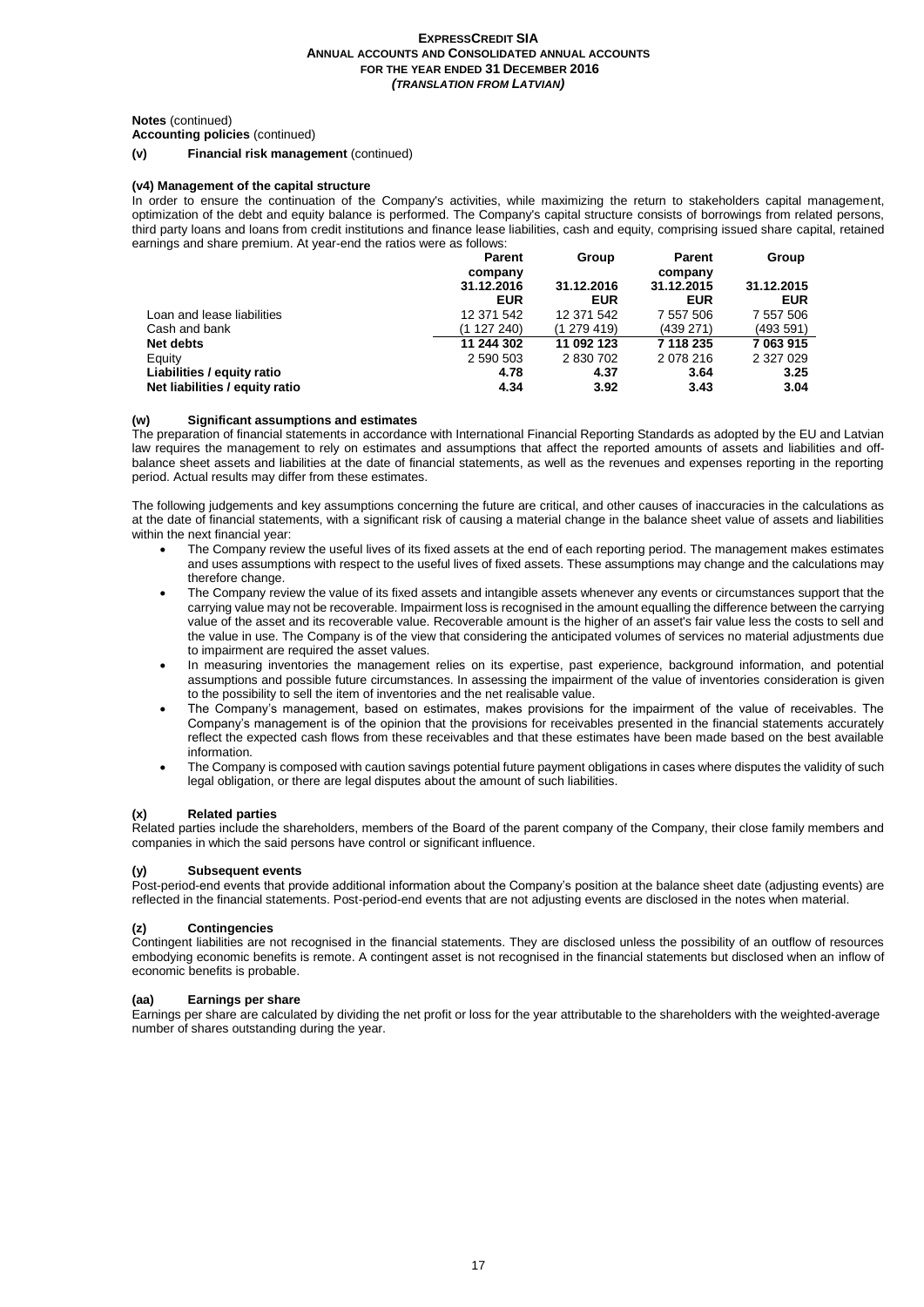**Notes** (continued)
**Accounting policies** (continued)

**(v) Financial risk management** (continued)

**(v4) Management of the capital structure**

In order to ensure the continuation of the Company's activities, while maximizing the return to stakeholders capital management, optimization of the debt and equity balance is performed. The Company's capital structure consists of borrowings from related persons, third party loans and loans from credit institutions and finance lease liabilities, cash and equity, comprising issued share capital, retained earnings and share premium. At year-end the ratios were as follows:

| | Parent company 31.12.2016 EUR | Group 31.12.2016 EUR | Parent company 31.12.2015 EUR | Group 31.12.2015 EUR |
|---|---|---|---|---|
| Loan and lease liabilities | 12 371 542 | 12 371 542 | 7 557 506 | 7 557 506 |
| Cash and bank | (1 127 240) | (1 279 419) | (439 271) | (493 591) |
| **Net debts** | **11 244 302** | **11 092 123** | **7 118 235** | **7 063 915** |
| Equity | 2 590 503 | 2 830 702 | 2 078 216 | 2 327 029 |
| **Liabilities / equity ratio** | **4.78** | **4.37** | **3.64** | **3.25** |
| **Net liabilities / equity ratio** | **4.34** | **3.92** | **3.43** | **3.04** |

**(w) Significant assumptions and estimates**

The preparation of financial statements in accordance with International Financial Reporting Standards as adopted by the EU and Latvian law requires the management to rely on estimates and assumptions that affect the reported amounts of assets and liabilities and off-balance sheet assets and liabilities at the date of financial statements, as well as the revenues and expenses reporting in the reporting period. Actual results may differ from these estimates.

The following judgements and key assumptions concerning the future are critical, and other causes of inaccuracies in the calculations as at the date of financial statements, with a significant risk of causing a material change in the balance sheet value of assets and liabilities within the next financial year:

- The Company review the useful lives of its fixed assets at the end of each reporting period. The management makes estimates and uses assumptions with respect to the useful lives of fixed assets. These assumptions may change and the calculations may therefore change.
- The Company review the value of its fixed assets and intangible assets whenever any events or circumstances support that the carrying value may not be recoverable. Impairment loss is recognised in the amount equalling the difference between the carrying value of the asset and its recoverable value. Recoverable amount is the higher of an asset's fair value less the costs to sell and the value in use. The Company is of the view that considering the anticipated volumes of services no material adjustments due to impairment are required the asset values.
- In measuring inventories the management relies on its expertise, past experience, background information, and potential assumptions and possible future circumstances. In assessing the impairment of the value of inventories consideration is given to the possibility to sell the item of inventories and the net realisable value.
- The Company's management, based on estimates, makes provisions for the impairment of the value of receivables. The Company's management is of the opinion that the provisions for receivables presented in the financial statements accurately reflect the expected cash flows from these receivables and that these estimates have been made based on the best available information.
- The Company is composed with caution savings potential future payment obligations in cases where disputes the validity of such legal obligation, or there are legal disputes about the amount of such liabilities.

**(x) Related parties**

Related parties include the shareholders, members of the Board of the parent company of the Company, their close family members and companies in which the said persons have control or significant influence.

**(y) Subsequent events**

Post-period-end events that provide additional information about the Company's position at the balance sheet date (adjusting events) are reflected in the financial statements. Post-period-end events that are not adjusting events are disclosed in the notes when material.

**(z) Contingencies**

Contingent liabilities are not recognised in the financial statements. They are disclosed unless the possibility of an outflow of resources embodying economic benefits is remote. A contingent asset is not recognised in the financial statements but disclosed when an inflow of economic benefits is probable.

**(aa) Earnings per share**

Earnings per share are calculated by dividing the net profit or loss for the year attributable to the shareholders with the weighted-average number of shares outstanding during the year.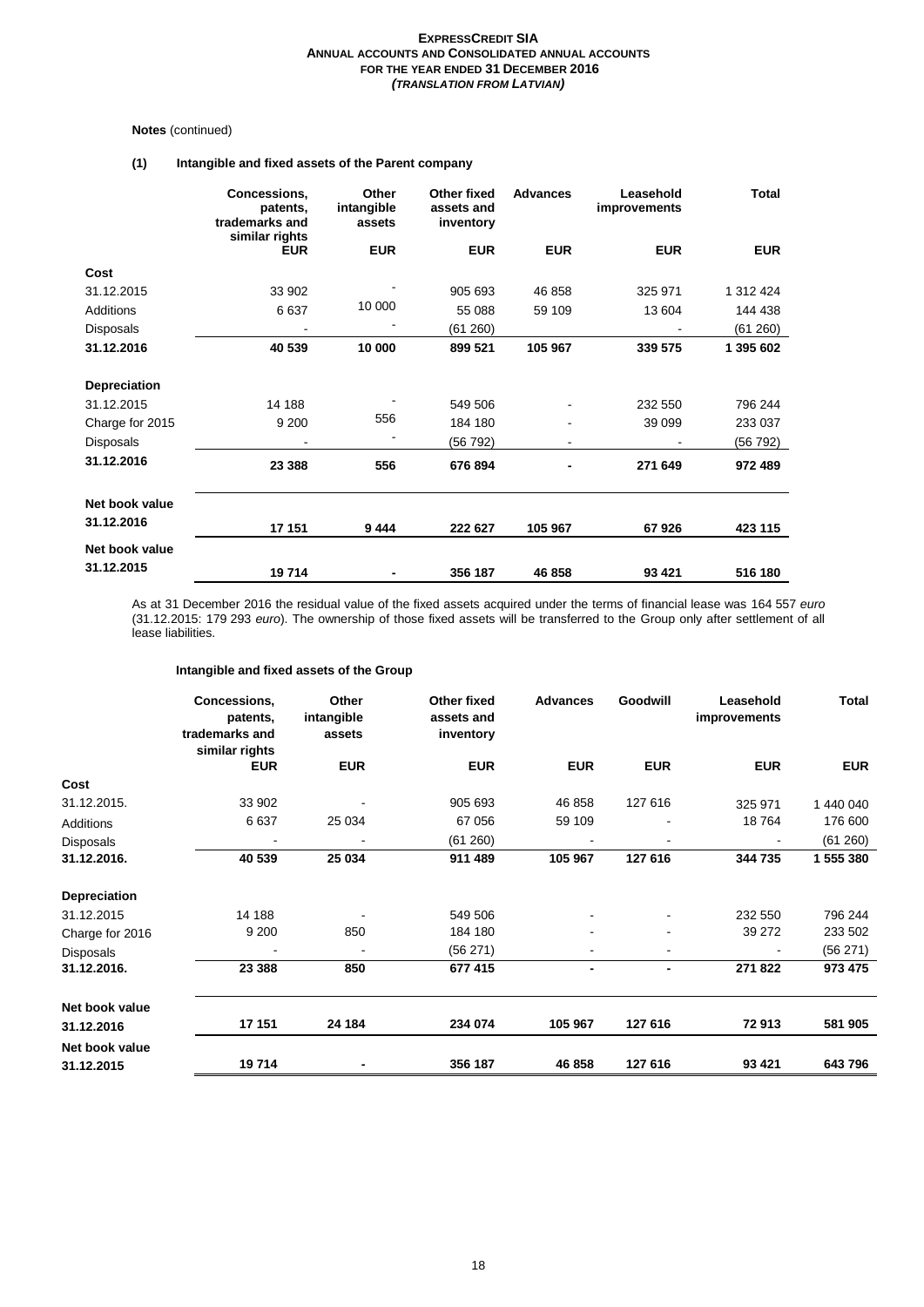**Notes** (continued)

### (1) Intangible and fixed assets of the Parent company

| | Concessions, patents, trademarks and similar rights | Other intangible assets | Other fixed assets and inventory | Advances | Leasehold improvements | Total |
|---|---|---|---|---|---|---|
| | EUR | EUR | EUR | EUR | EUR | EUR |
| **Cost** | | | | | | |
| 31.12.2015 | 33 902 | - | 905 693 | 46 858 | 325 971 | 1 312 424 |
| Additions | 6 637 | 10 000 | 55 088 | 59 109 | 13 604 | 144 438 |
| Disposals | - | - | (61 260) | | - | (61 260) |
| **31.12.2016** | **40 539** | **10 000** | **899 521** | **105 967** | **339 575** | **1 395 602** |
| **Depreciation** | | | | | | |
| 31.12.2015 | 14 188 | - | 549 506 | - | 232 550 | 796 244 |
| Charge for 2015 | 9 200 | 556 | 184 180 | - | 39 099 | 233 037 |
| Disposals | - | - | (56 792) | - | - | (56 792) |
| **31.12.2016** | **23 388** | **556** | **676 894** | **-** | **271 649** | **972 489** |
| **Net book value 31.12.2016** | **17 151** | **9 444** | **222 627** | **105 967** | **67 926** | **423 115** |
| **Net book value 31.12.2015** | **19 714** | **-** | **356 187** | **46 858** | **93 421** | **516 180** |

As at 31 December 2016 the residual value of the fixed assets acquired under the terms of financial lease was 164 557 *euro* (31.12.2015: 179 293 *euro*). The ownership of those fixed assets will be transferred to the Group only after settlement of all lease liabilities.

#### Intangible and fixed assets of the Group

| | Concessions, patents, trademarks and similar rights | Other intangible assets | Other fixed assets and inventory | Advances | Goodwill | Leasehold improvements | Total |
|---|---|---|---|---|---|---|---|
| | EUR | EUR | EUR | EUR | EUR | EUR | EUR |
| **Cost** | | | | | | | |
| 31.12.2015. | 33 902 | - | 905 693 | 46 858 | 127 616 | 325 971 | 1 440 040 |
| Additions | 6 637 | 25 034 | 67 056 | 59 109 | - | 18 764 | 176 600 |
| Disposals | - | - | (61 260) | - | - | - | (61 260) |
| **31.12.2016.** | **40 539** | **25 034** | **911 489** | **105 967** | **127 616** | **344 735** | **1 555 380** |
| **Depreciation** | | | | | | | |
| 31.12.2015 | 14 188 | - | 549 506 | - | - | 232 550 | 796 244 |
| Charge for 2016 | 9 200 | 850 | 184 180 | - | - | 39 272 | 233 502 |
| Disposals | - | - | (56 271) | - | - | - | (56 271) |
| **31.12.2016.** | **23 388** | **850** | **677 415** | **-** | **-** | **271 822** | **973 475** |
| **Net book value 31.12.2016** | **17 151** | **24 184** | **234 074** | **105 967** | **127 616** | **72 913** | **581 905** |
| **Net book value 31.12.2015** | **19 714** | **-** | **356 187** | **46 858** | **127 616** | **93 421** | **643 796** |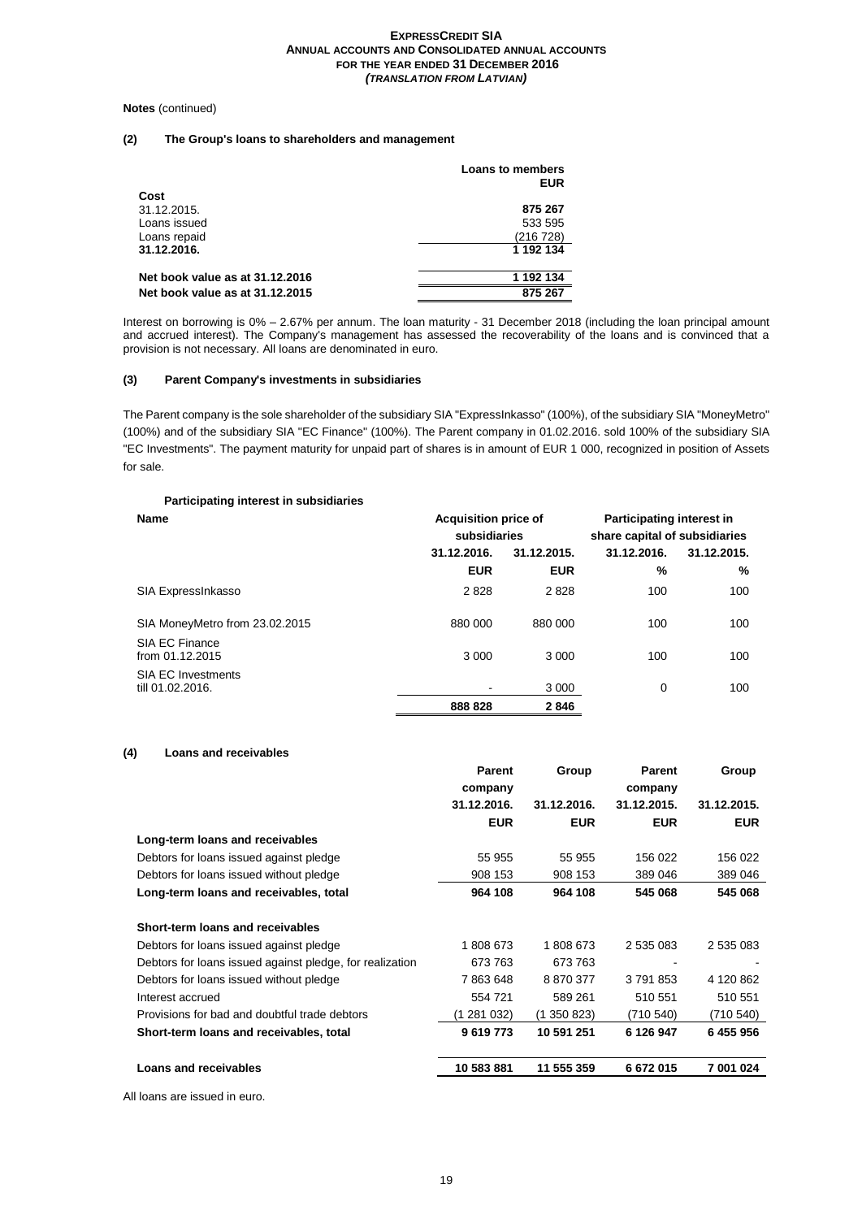**Notes** (continued)

### (2) The Group's loans to shareholders and management

| | Loans to members EUR |
|---|---|
| **Cost** | |
| 31.12.2015. | **875 267** |
| Loans issued | 533 595 |
| Loans repaid | (216 728) |
| **31.12.2016.** | **1 192 134** |
| | |
| **Net book value as at 31.12.2016** | **1 192 134** |
| **Net book value as at 31.12.2015** | **875 267** |

Interest on borrowing is 0% – 2.67% per annum. The loan maturity - 31 December 2018 (including the loan principal amount and accrued interest). The Company's management has assessed the recoverability of the loans and is convinced that a provision is not necessary. All loans are denominated in euro.

### (3) Parent Company's investments in subsidiaries

The Parent company is the sole shareholder of the subsidiary SIA "ExpressInkasso" (100%), of the subsidiary SIA "MoneyMetro" (100%) and of the subsidiary SIA "EC Finance" (100%). The Parent company in 01.02.2016. sold 100% of the subsidiary SIA "EC Investments". The payment maturity for unpaid part of shares is in amount of EUR 1 000, recognized in position of Assets for sale.

**Participating interest in subsidiaries**

| Name | Acquisition price of subsidiaries | | Participating interest in share capital of subsidiaries | |
|---|---|---|---|---|
| | 31.12.2016. | 31.12.2015. | 31.12.2016. | 31.12.2015. |
| | **EUR** | **EUR** | **%** | **%** |
| SIA ExpressInkasso | 2 828 | 2 828 | 100 | 100 |
| SIA MoneyMetro from 23.02.2015 | 880 000 | 880 000 | 100 | 100 |
| SIA EC Finance from 01.12.2015 | 3 000 | 3 000 | 100 | 100 |
| SIA EC Investments till 01.02.2016. | - | 3 000 | 0 | 100 |
| | **888 828** | **2 846** | | |

### (4) Loans and receivables

| | Parent company 31.12.2016. EUR | Group 31.12.2016. EUR | Parent company 31.12.2015. EUR | Group 31.12.2015. EUR |
|---|---|---|---|---|
| **Long-term loans and receivables** | | | | |
| Debtors for loans issued against pledge | 55 955 | 55 955 | 156 022 | 156 022 |
| Debtors for loans issued without pledge | 908 153 | 908 153 | 389 046 | 389 046 |
| **Long-term loans and receivables, total** | **964 108** | **964 108** | **545 068** | **545 068** |
| | | | | |
| **Short-term loans and receivables** | | | | |
| Debtors for loans issued against pledge | 1 808 673 | 1 808 673 | 2 535 083 | 2 535 083 |
| Debtors for loans issued against pledge, for realization | 673 763 | 673 763 | - | - |
| Debtors for loans issued without pledge | 7 863 648 | 8 870 377 | 3 791 853 | 4 120 862 |
| Interest accrued | 554 721 | 589 261 | 510 551 | 510 551 |
| Provisions for bad and doubtful trade debtors | (1 281 032) | (1 350 823) | (710 540) | (710 540) |
| **Short-term loans and receivables, total** | **9 619 773** | **10 591 251** | **6 126 947** | **6 455 956** |
| | | | | |
| **Loans and receivables** | **10 583 881** | **11 555 359** | **6 672 015** | **7 001 024** |

All loans are issued in euro.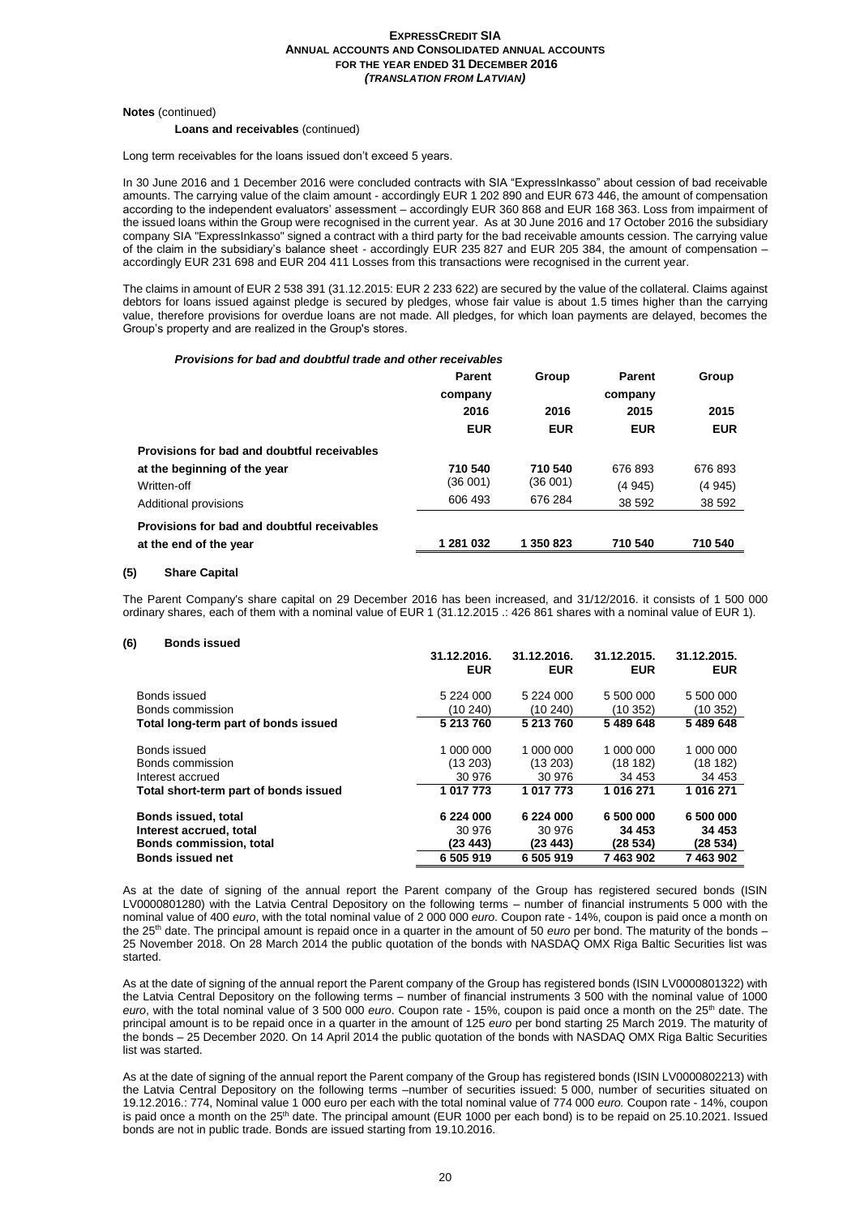**Notes** (continued)

**Loans and receivables** (continued)

Long term receivables for the loans issued don't exceed 5 years.

In 30 June 2016 and 1 December 2016 were concluded contracts with SIA "ExpressInkasso" about cession of bad receivable amounts. The carrying value of the claim amount - accordingly EUR 1 202 890 and EUR 673 446, the amount of compensation according to the independent evaluators' assessment – accordingly EUR 360 868 and EUR 168 363. Loss from impairment of the issued loans within the Group were recognised in the current year. As at 30 June 2016 and 17 October 2016 the subsidiary company SIA "ExpressInkasso" signed a contract with a third party for the bad receivable amounts cession. The carrying value of the claim in the subsidiary's balance sheet - accordingly EUR 235 827 and EUR 205 384, the amount of compensation – accordingly EUR 231 698 and EUR 204 411 Losses from this transactions were recognised in the current year.

The claims in amount of EUR 2 538 391 (31.12.2015: EUR 2 233 622) are secured by the value of the collateral. Claims against debtors for loans issued against pledge is secured by pledges, whose fair value is about 1.5 times higher than the carrying value, therefore provisions for overdue loans are not made. All pledges, for which loan payments are delayed, becomes the Group's property and are realized in the Group's stores.

***Provisions for bad and doubtful trade and other receivables***

| | Parent company 2016 EUR | Group 2016 EUR | Parent company 2015 EUR | Group 2015 EUR |
|---|---|---|---|---|
| **Provisions for bad and doubtful receivables at the beginning of the year** | **710 540** | **710 540** | 676 893 | 676 893 |
| Written-off | (36 001) | (36 001) | (4 945) | (4 945) |
| Additional provisions | 606 493 | 676 284 | 38 592 | 38 592 |
| **Provisions for bad and doubtful receivables at the end of the year** | **1 281 032** | **1 350 823** | **710 540** | **710 540** |

## (5) Share Capital

The Parent Company's share capital on 29 December 2016 has been increased, and 31/12/2016. it consists of 1 500 000 ordinary shares, each of them with a nominal value of EUR 1 (31.12.2015 .: 426 861 shares with a nominal value of EUR 1).

## (6) Bonds issued

| | 31.12.2016. EUR | 31.12.2016. EUR | 31.12.2015. EUR | 31.12.2015. EUR |
|---|---|---|---|---|
| Bonds issued | 5 224 000 | 5 224 000 | 5 500 000 | 5 500 000 |
| Bonds commission | (10 240) | (10 240) | (10 352) | (10 352) |
| **Total long-term part of bonds issued** | **5 213 760** | **5 213 760** | **5 489 648** | **5 489 648** |
| Bonds issued | 1 000 000 | 1 000 000 | 1 000 000 | 1 000 000 |
| Bonds commission | (13 203) | (13 203) | (18 182) | (18 182) |
| Interest accrued | 30 976 | 30 976 | 34 453 | 34 453 |
| **Total short-term part of bonds issued** | **1 017 773** | **1 017 773** | **1 016 271** | **1 016 271** |
| **Bonds issued, total** | **6 224 000** | **6 224 000** | **6 500 000** | **6 500 000** |
| **Interest accrued, total** | 30 976 | 30 976 | **34 453** | **34 453** |
| **Bonds commission, total** | **(23 443)** | **(23 443)** | **(28 534)** | **(28 534)** |
| **Bonds issued net** | **6 505 919** | **6 505 919** | **7 463 902** | **7 463 902** |

As at the date of signing of the annual report the Parent company of the Group has registered secured bonds (ISIN LV0000801280) with the Latvia Central Depository on the following terms – number of financial instruments 5 000 with the nominal value of 400 *euro*, with the total nominal value of 2 000 000 *euro*. Coupon rate - 14%, coupon is paid once a month on the 25th date. The principal amount is repaid once in a quarter in the amount of 50 *euro* per bond. The maturity of the bonds – 25 November 2018. On 28 March 2014 the public quotation of the bonds with NASDAQ OMX Riga Baltic Securities list was started.

As at the date of signing of the annual report the Parent company of the Group has registered bonds (ISIN LV0000801322) with the Latvia Central Depository on the following terms – number of financial instruments 3 500 with the nominal value of 1000 *euro*, with the total nominal value of 3 500 000 *euro*. Coupon rate - 15%, coupon is paid once a month on the 25th date. The principal amount is to be repaid once in a quarter in the amount of 125 *euro* per bond starting 25 March 2019. The maturity of the bonds – 25 December 2020. On 14 April 2014 the public quotation of the bonds with NASDAQ OMX Riga Baltic Securities list was started.

As at the date of signing of the annual report the Parent company of the Group has registered bonds (ISIN LV0000802213) with the Latvia Central Depository on the following terms –number of securities issued: 5 000, number of securities situated on 19.12.2016.: 774, Nominal value 1 000 euro per each with the total nominal value of 774 000 *euro.* Coupon rate - 14%, coupon is paid once a month on the 25th date. The principal amount (EUR 1000 per each bond) is to be repaid on 25.10.2021. Issued bonds are not in public trade. Bonds are issued starting from 19.10.2016.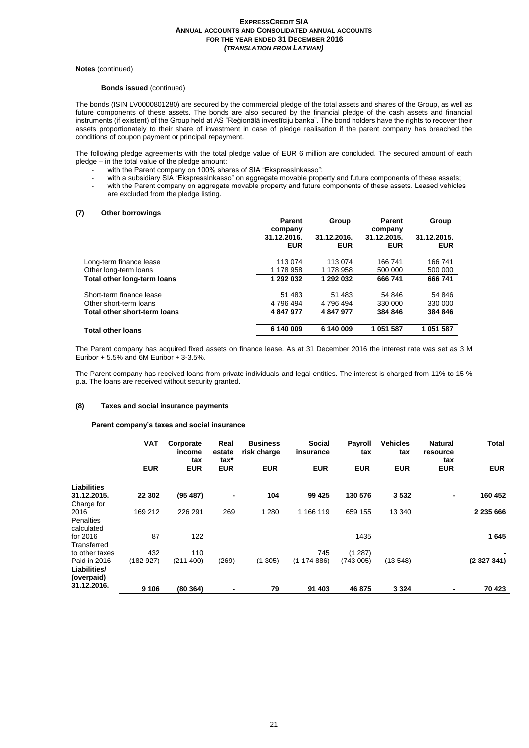**Notes** (continued)

**Bonds issued** (continued)

The bonds (ISIN LV0000801280) are secured by the commercial pledge of the total assets and shares of the Group, as well as future components of these assets. The bonds are also secured by the financial pledge of the cash assets and financial instruments (if existent) of the Group held at AS "Reģionālā investīciju banka". The bond holders have the rights to recover their assets proportionately to their share of investment in case of pledge realisation if the parent company has breached the conditions of coupon payment or principal repayment.

The following pledge agreements with the total pledge value of EUR 6 million are concluded. The secured amount of each pledge – in the total value of the pledge amount:

- with the Parent company on 100% shares of SIA "EkspressInkasso";
- with a subsidiary SIA "EkspressInkasso" on aggregate movable property and future components of these assets;
- with the Parent company on aggregate movable property and future components of these assets. Leased vehicles are excluded from the pledge listing.

## (7) Other borrowings

| | Parent company 31.12.2016. EUR | Group 31.12.2016. EUR | Parent company 31.12.2015. EUR | Group 31.12.2015. EUR |
|---|---|---|---|---|
| Long-term finance lease | 113 074 | 113 074 | 166 741 | 166 741 |
| Other long-term loans | 1 178 958 | 1 178 958 | 500 000 | 500 000 |
| **Total other long-term loans** | **1 292 032** | **1 292 032** | **666 741** | **666 741** |
| Short-term finance lease | 51 483 | 51 483 | 54 846 | 54 846 |
| Other short-term loans | 4 796 494 | 4 796 494 | 330 000 | 330 000 |
| **Total other short-term loans** | **4 847 977** | **4 847 977** | **384 846** | **384 846** |
| **Total other loans** | **6 140 009** | **6 140 009** | **1 051 587** | **1 051 587** |

The Parent company has acquired fixed assets on finance lease. As at 31 December 2016 the interest rate was set as 3 M Euribor + 5.5% and 6M Euribor + 3-3.5%.

The Parent company has received loans from private individuals and legal entities. The interest is charged from 11% to 15 % p.a. The loans are received without security granted.

## (8) Taxes and social insurance payments

**Parent company's taxes and social insurance**

| | VAT EUR | Corporate income tax EUR | Real estate tax* EUR | Business risk charge EUR | Social insurance EUR | Payroll tax EUR | Vehicles tax EUR | Natural resource tax EUR | Total EUR |
|---|---|---|---|---|---|---|---|---|---|
| **Liabilities 31.12.2015.** | **22 302** | **(95 487)** | **-** | **104** | **99 425** | **130 576** | **3 532** | **-** | **160 452** |
| Charge for 2016 | 169 212 | 226 291 | 269 | 1 280 | 1 166 119 | 659 155 | 13 340 | | **2 235 666** |
| Penalties calculated for 2016 | 87 | 122 | | | | 1435 | | | **1 645** |
| Transferred to other taxes | 432 | 110 | | | 745 | (1 287) | | | **-** |
| Paid in 2016 | (182 927) | (211 400) | (269) | (1 305) | (1 174 886) | (743 005) | (13 548) | | **(2 327 341)** |
| **Liabilities/ (overpaid) 31.12.2016.** | **9 106** | **(80 364)** | **-** | **79** | **91 403** | **46 875** | **3 324** | **-** | **70 423** |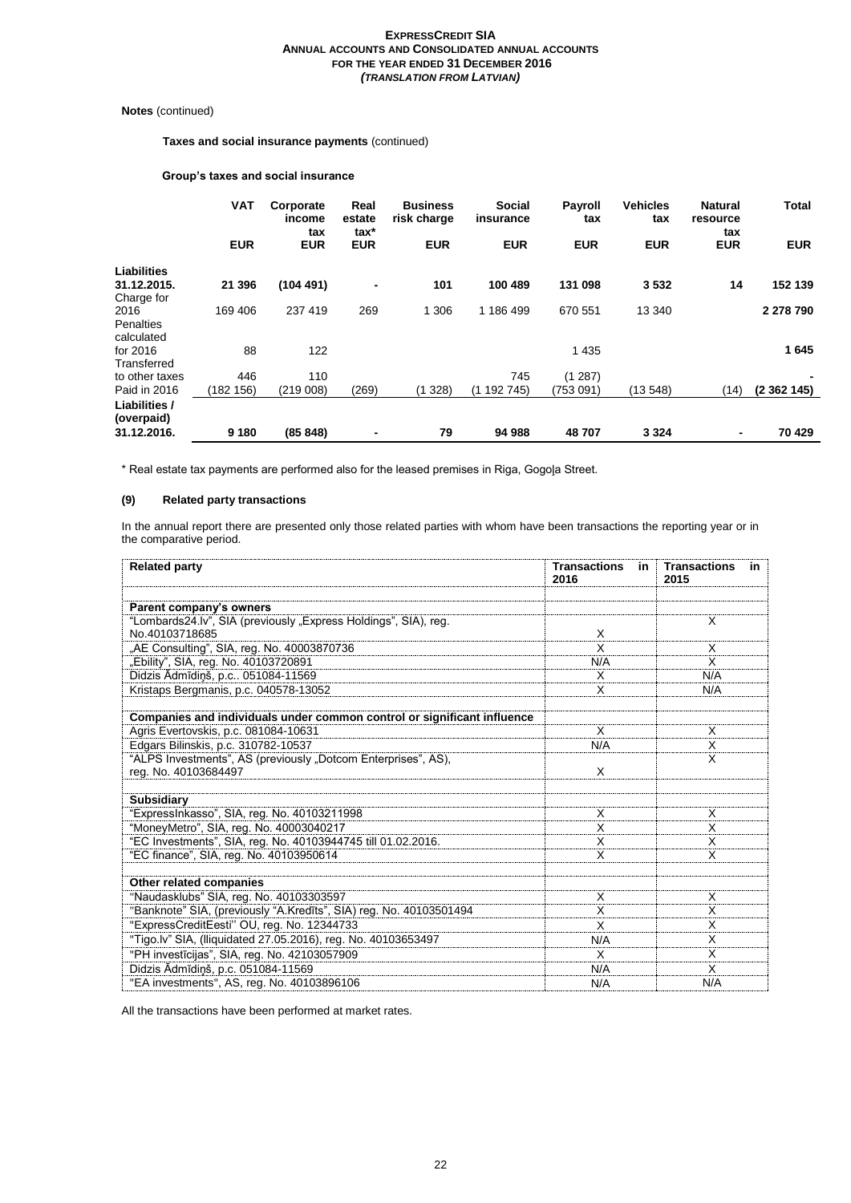**Notes** (continued)

**Taxes and social insurance payments** (continued)

**Group's taxes and social insurance**

| | VAT | Corporate income tax | Real estate tax* | Business risk charge | Social insurance | Payroll tax | Vehicles tax | Natural resource tax | Total |
|---|---|---|---|---|---|---|---|---|---|
| | EUR | EUR | EUR | EUR | EUR | EUR | EUR | EUR | EUR |
| **Liabilities 31.12.2015.** | **21 396** | **(104 491)** | **-** | **101** | **100 489** | **131 098** | **3 532** | **14** | **152 139** |
| Charge for 2016 | 169 406 | 237 419 | 269 | 1 306 | 1 186 499 | 670 551 | 13 340 | | **2 278 790** |
| Penalties calculated for 2016 | 88 | 122 | | | | 1 435 | | | **1 645** |
| Transferred to other taxes | 446 | 110 | | | 745 | (1 287) | | | **-** |
| Paid in 2016 | (182 156) | (219 008) | (269) | (1 328) | (1 192 745) | (753 091) | (13 548) | (14) | **(2 362 145)** |
| **Liabilities / (overpaid) 31.12.2016.** | **9 180** | **(85 848)** | **-** | **79** | **94 988** | **48 707** | **3 324** | **-** | **70 429** |

\* Real estate tax payments are performed also for the leased premises in Riga, Gogoļa Street.

### (9) Related party transactions

In the annual report there are presented only those related parties with whom have been transactions the reporting year or in the comparative period.

| Related party | Transactions in 2016 | Transactions in 2015 |
|---|---|---|
| **Parent company's owners** | | |
| "Lombards24.lv", SIA (previously „Express Holdings", SIA), reg. No.40103718685 | X | X |
| „AE Consulting", SIA, reg. No. 40003870736 | X | X |
| „Ebility", SIA, reg. No. 40103720891 | N/A | X |
| Didzis Ādmīdiņš, p.c.. 051084-11569 | X | N/A |
| Kristaps Bergmanis, p.c. 040578-13052 | X | N/A |
| **Companies and individuals under common control or significant influence** | | |
| Agris Evertovskis, p.c. 081084-10631 | X | X |
| Edgars Bilinskis, p.c. 310782-10537 | N/A | X |
| "ALPS Investments", AS (previously „Dotcom Enterprises", AS), reg. No. 40103684497 | X | X |
| **Subsidiary** | | |
| "ExpressInkasso", SIA, reg. No. 40103211998 | X | X |
| "MoneyMetro", SIA, reg. No. 40003040217 | X | X |
| "EC Investments", SIA, reg. No. 40103944745 till 01.02.2016. | X | X |
| "EC finance", SIA, reg. No. 40103950614 | X | X |
| **Other related companies** | | |
| "Naudasklubs" SIA, reg. No. 40103303597 | X | X |
| "Banknote" SIA, (previously "A.Kredīts", SIA) reg. No. 40103501494 | X | X |
| "ExpressCreditEesti" OU, reg. No. 12344733 | X | X |
| "Tigo.lv" SIA, (lliquidated 27.05.2016), reg. No. 40103653497 | N/A | X |
| "PH investīcijas", SIA, reg. No. 42103057909 | X | X |
| Didzis Ādmīdiņš, p.c. 051084-11569 | N/A | X |
| "EA investments", AS, reg. No. 40103896106 | N/A | N/A |

All the transactions have been performed at market rates.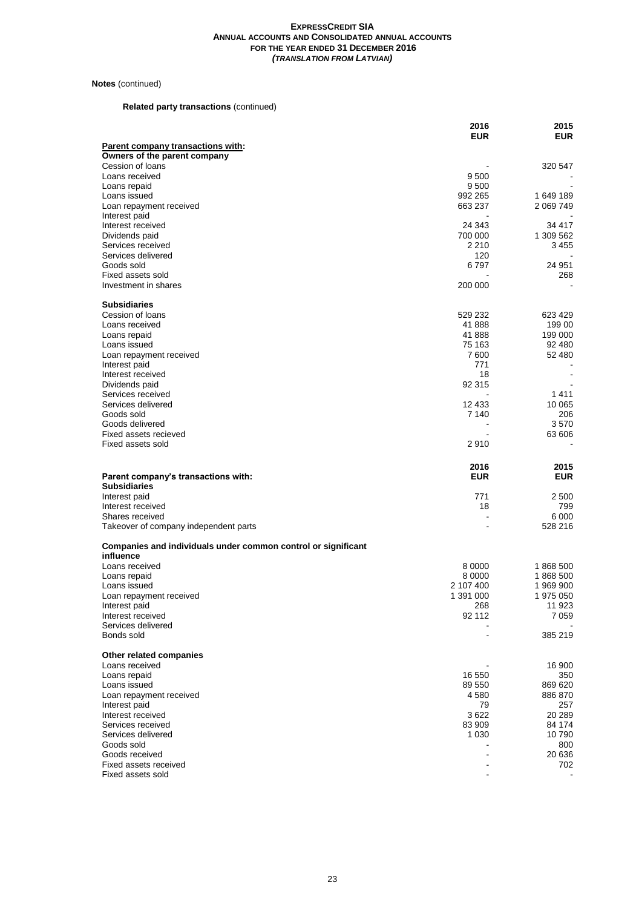**Notes** (continued)

**Related party transactions** (continued)

| | 2016 EUR | 2015 EUR |
|---|---|---|
| **Parent company transactions with:** | | |
| **Owners of the parent company** | | |
| Cession of loans | - | 320 547 |
| Loans received | 9 500 | - |
| Loans repaid | 9 500 | - |
| Loans issued | 992 265 | 1 649 189 |
| Loan repayment received | 663 237 | 2 069 749 |
| Interest paid | - | - |
| Interest received | 24 343 | 34 417 |
| Dividends paid | 700 000 | 1 309 562 |
| Services received | 2 210 | 3 455 |
| Services delivered | 120 | - |
| Goods sold | 6 797 | 24 951 |
| Fixed assets sold | - | 268 |
| Investment in shares | 200 000 | - |
| **Subsidiaries** | | |
| Cession of loans | 529 232 | 623 429 |
| Loans received | 41 888 | 199 00 |
| Loans repaid | 41 888 | 199 000 |
| Loans issued | 75 163 | 92 480 |
| Loan repayment received | 7 600 | 52 480 |
| Interest paid | 771 | - |
| Interest received | 18 | - |
| Dividends paid | 92 315 | - |
| Services received | - | 1 411 |
| Services delivered | 12 433 | 10 065 |
| Goods sold | 7 140 | 206 |
| Goods delivered | - | 3 570 |
| Fixed assets recieved | - | 63 606 |
| Fixed assets sold | 2 910 | - |

| | 2016 EUR | 2015 EUR |
|---|---|---|
| **Parent company's transactions with:** | | |
| **Subsidiaries** | | |
| Interest paid | 771 | 2 500 |
| Interest received | 18 | 799 |
| Shares received | - | 6 000 |
| Takeover of company independent parts | - | 528 216 |
| **Companies and individuals under common control or significant influence** | | |
| Loans received | 8 0000 | 1 868 500 |
| Loans repaid | 8 0000 | 1 868 500 |
| Loans issued | 2 107 400 | 1 969 900 |
| Loan repayment received | 1 391 000 | 1 975 050 |
| Interest paid | 268 | 11 923 |
| Interest received | 92 112 | 7 059 |
| Services delivered | - | - |
| Bonds sold | - | 385 219 |
| **Other related companies** | | |
| Loans received | - | 16 900 |
| Loans repaid | 16 550 | 350 |
| Loans issued | 89 550 | 869 620 |
| Loan repayment received | 4 580 | 886 870 |
| Interest paid | 79 | 257 |
| Interest received | 3 622 | 20 289 |
| Services received | 83 909 | 84 174 |
| Services delivered | 1 030 | 10 790 |
| Goods sold | - | 800 |
| Goods received | - | 20 636 |
| Fixed assets received | - | 702 |
| Fixed assets sold | - | - |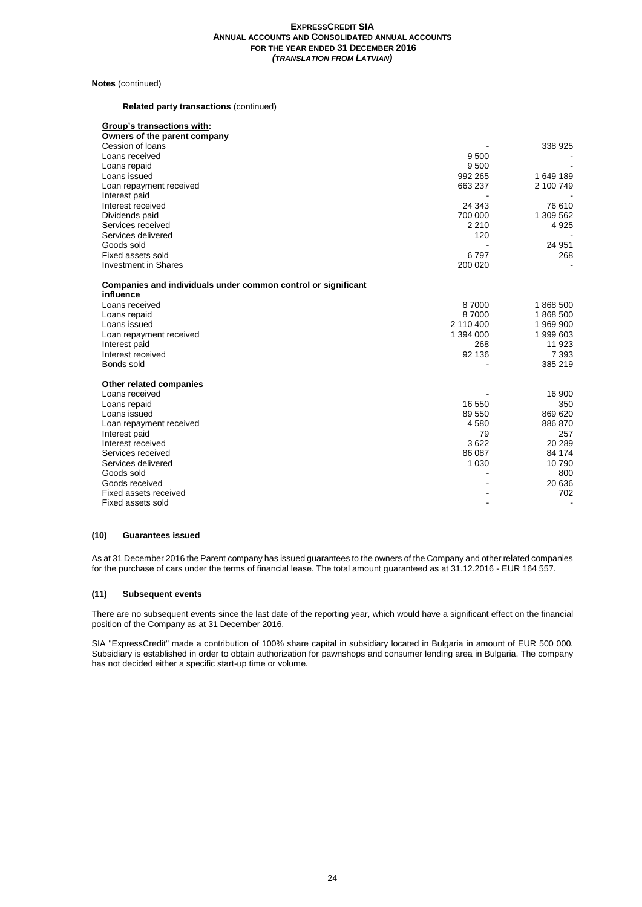**Notes** (continued)

**Related party transactions** (continued)

| | | |
|---|---|---|
| **Group's transactions with:** | | |
| **Owners of the parent company** | | |
| Cession of loans | - | 338 925 |
| Loans received | 9 500 | - |
| Loans repaid | 9 500 | - |
| Loans issued | 992 265 | 1 649 189 |
| Loan repayment received | 663 237 | 2 100 749 |
| Interest paid | - | - |
| Interest received | 24 343 | 76 610 |
| Dividends paid | 700 000 | 1 309 562 |
| Services received | 2 210 | 4 925 |
| Services delivered | 120 | - |
| Goods sold | - | 24 951 |
| Fixed assets sold | 6 797 | 268 |
| Investment in Shares | 200 020 | - |
| **Companies and individuals under common control or significant influence** | | |
| Loans received | 8 7000 | 1 868 500 |
| Loans repaid | 8 7000 | 1 868 500 |
| Loans issued | 2 110 400 | 1 969 900 |
| Loan repayment received | 1 394 000 | 1 999 603 |
| Interest paid | 268 | 11 923 |
| Interest received | 92 136 | 7 393 |
| Bonds sold | - | 385 219 |
| **Other related companies** | | |
| Loans received | - | 16 900 |
| Loans repaid | 16 550 | 350 |
| Loans issued | 89 550 | 869 620 |
| Loan repayment received | 4 580 | 886 870 |
| Interest paid | 79 | 257 |
| Interest received | 3 622 | 20 289 |
| Services received | 86 087 | 84 174 |
| Services delivered | 1 030 | 10 790 |
| Goods sold | - | 800 |
| Goods received | - | 20 636 |
| Fixed assets received | - | 702 |
| Fixed assets sold | - | - |

### (10) Guarantees issued

As at 31 December 2016 the Parent company has issued guarantees to the owners of the Company and other related companies for the purchase of cars under the terms of financial lease. The total amount guaranteed as at 31.12.2016 - EUR 164 557.

### (11) Subsequent events

There are no subsequent events since the last date of the reporting year, which would have a significant effect on the financial position of the Company as at 31 December 2016.

SIA "ExpressCredit" made a contribution of 100% share capital in subsidiary located in Bulgaria in amount of EUR 500 000. Subsidiary is established in order to obtain authorization for pawnshops and consumer lending area in Bulgaria. The company has not decided either a specific start-up time or volume.